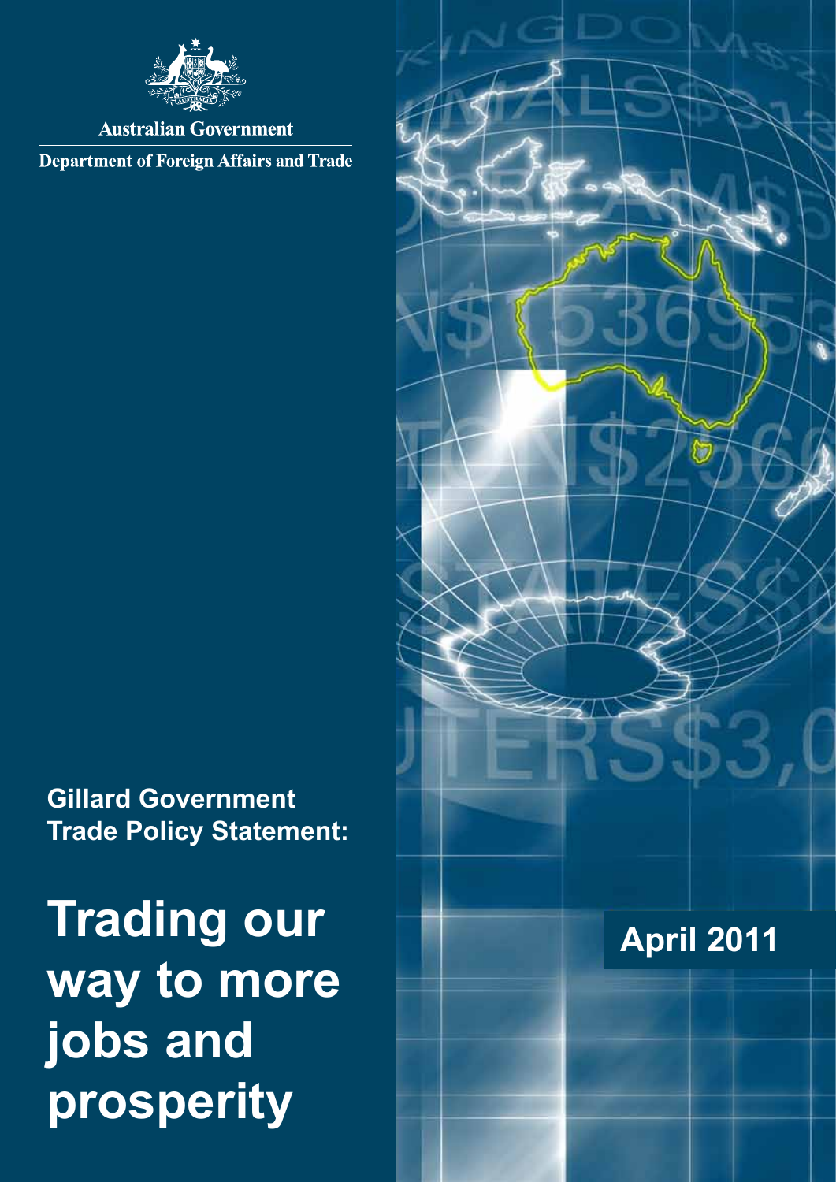Australian Government

Department of Foreign Affairs and Trade

**Gillard Government Trade Policy Statement:**

# Trading our way to more jobs and prosperity

**April 2011**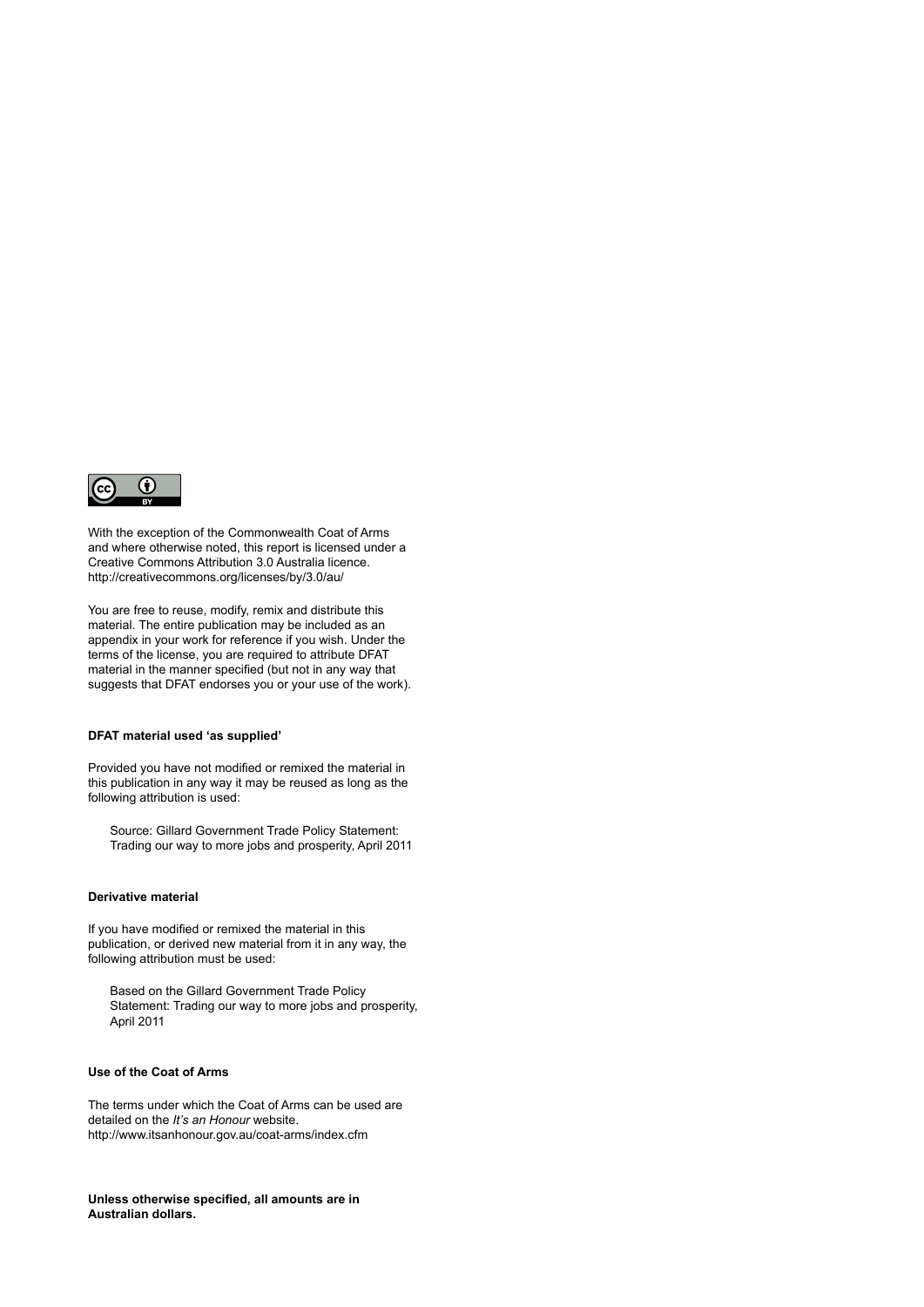With the exception of the Commonwealth Coat of Arms and where otherwise noted, this report is licensed under a Creative Commons Attribution 3.0 Australia licence. http://creativecommons.org/licenses/by/3.0/au/

You are free to reuse, modify, remix and distribute this material. The entire publication may be included as an appendix in your work for reference if you wish. Under the terms of the license, you are required to attribute DFAT material in the manner specified (but not in any way that suggests that DFAT endorses you or your use of the work).

**DFAT material used 'as supplied'**

Provided you have not modified or remixed the material in this publication in any way it may be reused as long as the following attribution is used:

> Source: Gillard Government Trade Policy Statement: Trading our way to more jobs and prosperity, April 2011

**Derivative material**

If you have modified or remixed the material in this publication, or derived new material from it in any way, the following attribution must be used:

> Based on the Gillard Government Trade Policy Statement: Trading our way to more jobs and prosperity, April 2011

**Use of the Coat of Arms**

The terms under which the Coat of Arms can be used are detailed on the *It's an Honour* website. http://www.itsanhonour.gov.au/coat-arms/index.cfm

**Unless otherwise specified, all amounts are in Australian dollars.**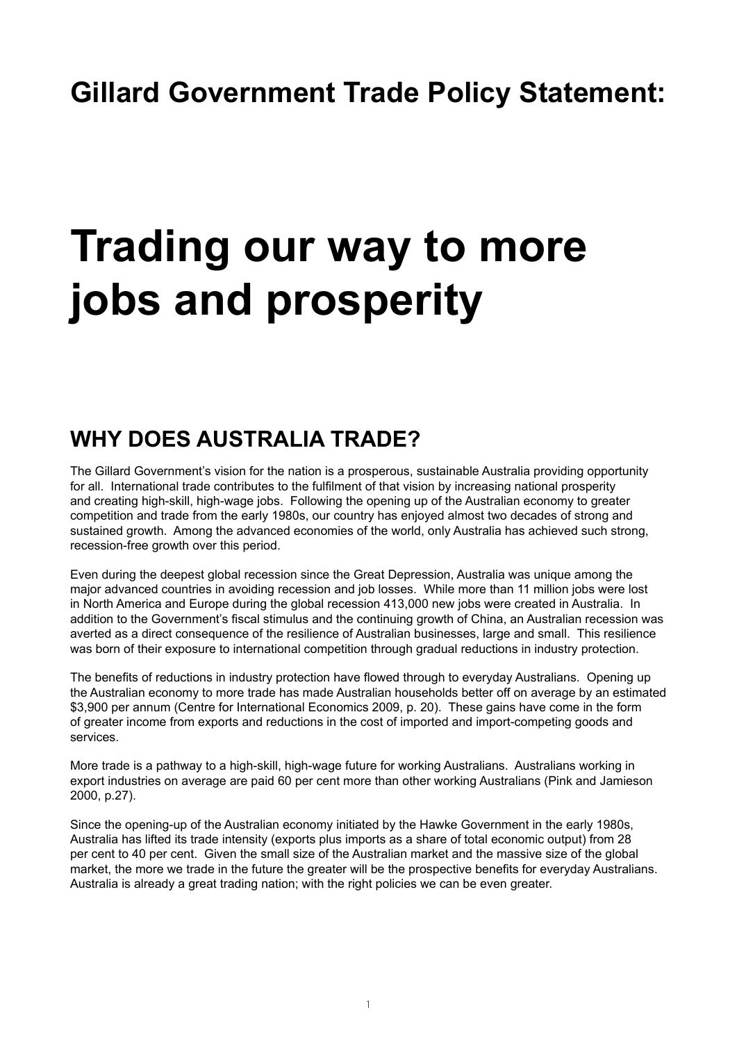# Gillard Government Trade Policy Statement:

# Trading our way to more jobs and prosperity

## WHY DOES AUSTRALIA TRADE?

The Gillard Government's vision for the nation is a prosperous, sustainable Australia providing opportunity for all. International trade contributes to the fulfilment of that vision by increasing national prosperity and creating high-skill, high-wage jobs. Following the opening up of the Australian economy to greater competition and trade from the early 1980s, our country has enjoyed almost two decades of strong and sustained growth. Among the advanced economies of the world, only Australia has achieved such strong, recession-free growth over this period.

Even during the deepest global recession since the Great Depression, Australia was unique among the major advanced countries in avoiding recession and job losses. While more than 11 million jobs were lost in North America and Europe during the global recession 413,000 new jobs were created in Australia. In addition to the Government's fiscal stimulus and the continuing growth of China, an Australian recession was averted as a direct consequence of the resilience of Australian businesses, large and small. This resilience was born of their exposure to international competition through gradual reductions in industry protection.

The benefits of reductions in industry protection have flowed through to everyday Australians. Opening up the Australian economy to more trade has made Australian households better off on average by an estimated $3,900 per annum (Centre for International Economics 2009, p. 20). These gains have come in the form of greater income from exports and reductions in the cost of imported and import-competing goods and services.

More trade is a pathway to a high-skill, high-wage future for working Australians. Australians working in export industries on average are paid 60 per cent more than other working Australians (Pink and Jamieson 2000, p.27).

Since the opening-up of the Australian economy initiated by the Hawke Government in the early 1980s, Australia has lifted its trade intensity (exports plus imports as a share of total economic output) from 28 per cent to 40 per cent. Given the small size of the Australian market and the massive size of the global market, the more we trade in the future the greater will be the prospective benefits for everyday Australians. Australia is already a great trading nation; with the right policies we can be even greater.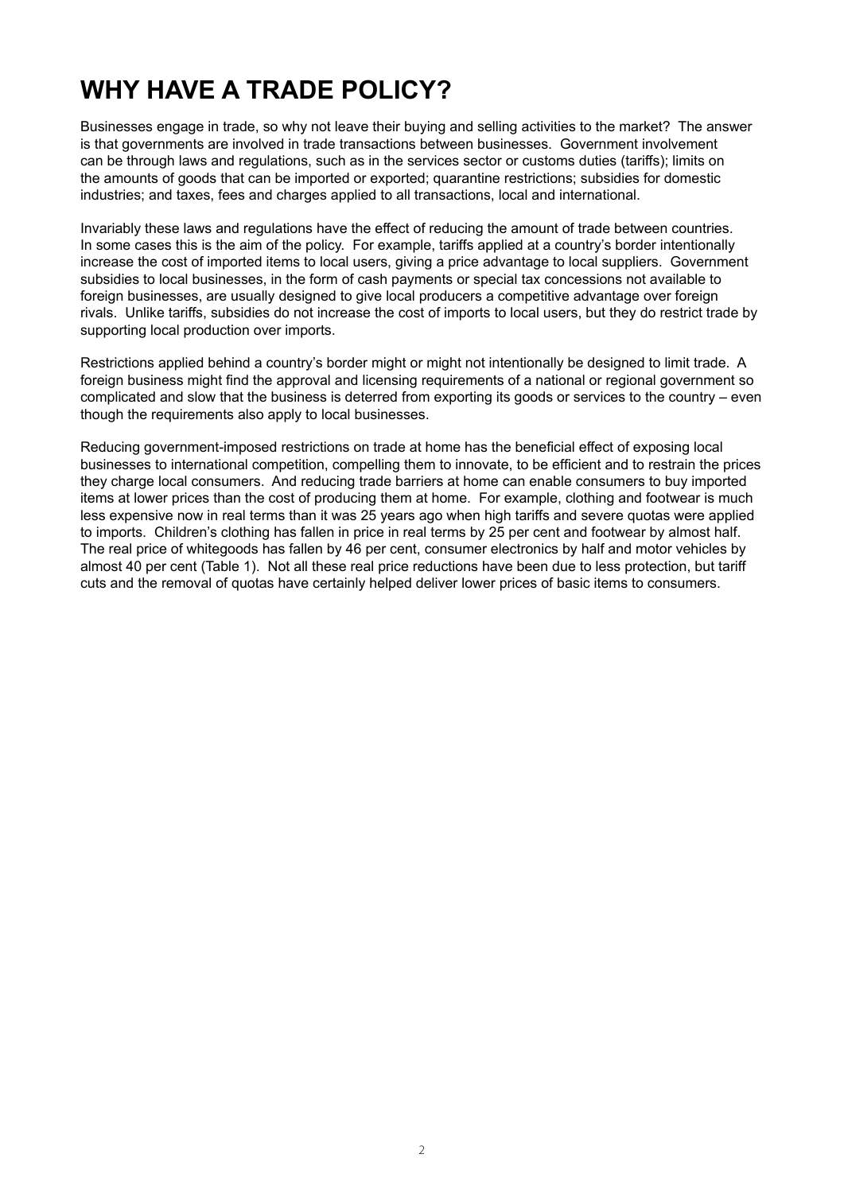# WHY HAVE A TRADE POLICY?

Businesses engage in trade, so why not leave their buying and selling activities to the market? The answer is that governments are involved in trade transactions between businesses. Government involvement can be through laws and regulations, such as in the services sector or customs duties (tariffs); limits on the amounts of goods that can be imported or exported; quarantine restrictions; subsidies for domestic industries; and taxes, fees and charges applied to all transactions, local and international.

Invariably these laws and regulations have the effect of reducing the amount of trade between countries. In some cases this is the aim of the policy. For example, tariffs applied at a country's border intentionally increase the cost of imported items to local users, giving a price advantage to local suppliers. Government subsidies to local businesses, in the form of cash payments or special tax concessions not available to foreign businesses, are usually designed to give local producers a competitive advantage over foreign rivals. Unlike tariffs, subsidies do not increase the cost of imports to local users, but they do restrict trade by supporting local production over imports.

Restrictions applied behind a country's border might or might not intentionally be designed to limit trade. A foreign business might find the approval and licensing requirements of a national or regional government so complicated and slow that the business is deterred from exporting its goods or services to the country – even though the requirements also apply to local businesses.

Reducing government-imposed restrictions on trade at home has the beneficial effect of exposing local businesses to international competition, compelling them to innovate, to be efficient and to restrain the prices they charge local consumers. And reducing trade barriers at home can enable consumers to buy imported items at lower prices than the cost of producing them at home. For example, clothing and footwear is much less expensive now in real terms than it was 25 years ago when high tariffs and severe quotas were applied to imports. Children's clothing has fallen in price in real terms by 25 per cent and footwear by almost half. The real price of whitegoods has fallen by 46 per cent, consumer electronics by half and motor vehicles by almost 40 per cent (Table 1). Not all these real price reductions have been due to less protection, but tariff cuts and the removal of quotas have certainly helped deliver lower prices of basic items to consumers.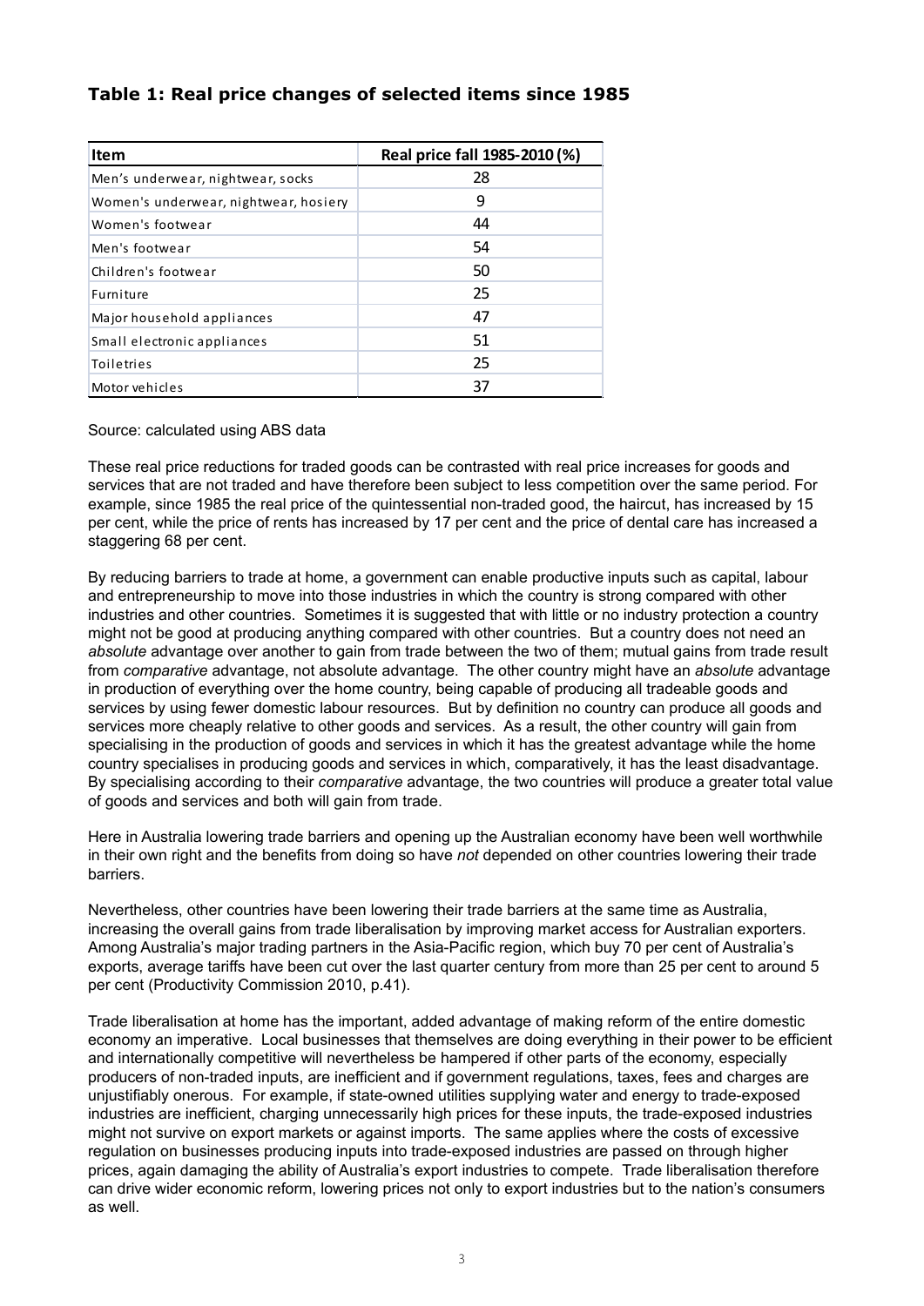### Table 1: Real price changes of selected items since 1985

| Item | Real price fall 1985-2010 (%) |
|---|---|
| Men's underwear, nightwear, socks | 28 |
| Women's underwear, nightwear, hosiery | 9 |
| Women's footwear | 44 |
| Men's footwear | 54 |
| Children's footwear | 50 |
| Furniture | 25 |
| Major household appliances | 47 |
| Small electronic appliances | 51 |
| Toiletries | 25 |
| Motor vehicles | 37 |

Source: calculated using ABS data

These real price reductions for traded goods can be contrasted with real price increases for goods and services that are not traded and have therefore been subject to less competition over the same period. For example, since 1985 the real price of the quintessential non-traded good, the haircut, has increased by 15 per cent, while the price of rents has increased by 17 per cent and the price of dental care has increased a staggering 68 per cent.

By reducing barriers to trade at home, a government can enable productive inputs such as capital, labour and entrepreneurship to move into those industries in which the country is strong compared with other industries and other countries. Sometimes it is suggested that with little or no industry protection a country might not be good at producing anything compared with other countries. But a country does not need an *absolute* advantage over another to gain from trade between the two of them; mutual gains from trade result from *comparative* advantage, not absolute advantage. The other country might have an *absolute* advantage in production of everything over the home country, being capable of producing all tradeable goods and services by using fewer domestic labour resources. But by definition no country can produce all goods and services more cheaply relative to other goods and services. As a result, the other country will gain from specialising in the production of goods and services in which it has the greatest advantage while the home country specialises in producing goods and services in which, comparatively, it has the least disadvantage. By specialising according to their *comparative* advantage, the two countries will produce a greater total value of goods and services and both will gain from trade.

Here in Australia lowering trade barriers and opening up the Australian economy have been well worthwhile in their own right and the benefits from doing so have *not* depended on other countries lowering their trade barriers.

Nevertheless, other countries have been lowering their trade barriers at the same time as Australia, increasing the overall gains from trade liberalisation by improving market access for Australian exporters. Among Australia's major trading partners in the Asia-Pacific region, which buy 70 per cent of Australia's exports, average tariffs have been cut over the last quarter century from more than 25 per cent to around 5 per cent (Productivity Commission 2010, p.41).

Trade liberalisation at home has the important, added advantage of making reform of the entire domestic economy an imperative. Local businesses that themselves are doing everything in their power to be efficient and internationally competitive will nevertheless be hampered if other parts of the economy, especially producers of non-traded inputs, are inefficient and if government regulations, taxes, fees and charges are unjustifiably onerous. For example, if state-owned utilities supplying water and energy to trade-exposed industries are inefficient, charging unnecessarily high prices for these inputs, the trade-exposed industries might not survive on export markets or against imports. The same applies where the costs of excessive regulation on businesses producing inputs into trade-exposed industries are passed on through higher prices, again damaging the ability of Australia's export industries to compete. Trade liberalisation therefore can drive wider economic reform, lowering prices not only to export industries but to the nation's consumers as well.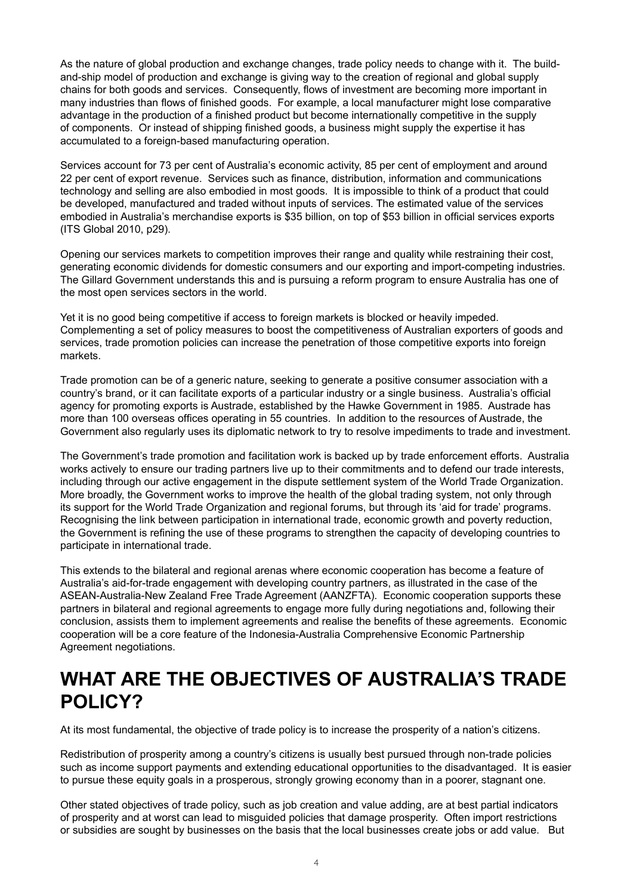As the nature of global production and exchange changes, trade policy needs to change with it. The build-and-ship model of production and exchange is giving way to the creation of regional and global supply chains for both goods and services. Consequently, flows of investment are becoming more important in many industries than flows of finished goods. For example, a local manufacturer might lose comparative advantage in the production of a finished product but become internationally competitive in the supply of components. Or instead of shipping finished goods, a business might supply the expertise it has accumulated to a foreign-based manufacturing operation.

Services account for 73 per cent of Australia's economic activity, 85 per cent of employment and around 22 per cent of export revenue. Services such as finance, distribution, information and communications technology and selling are also embodied in most goods. It is impossible to think of a product that could be developed, manufactured and traded without inputs of services. The estimated value of the services embodied in Australia's merchandise exports is $35 billion, on top of $53 billion in official services exports (ITS Global 2010, p29).

Opening our services markets to competition improves their range and quality while restraining their cost, generating economic dividends for domestic consumers and our exporting and import-competing industries. The Gillard Government understands this and is pursuing a reform program to ensure Australia has one of the most open services sectors in the world.

Yet it is no good being competitive if access to foreign markets is blocked or heavily impeded. Complementing a set of policy measures to boost the competitiveness of Australian exporters of goods and services, trade promotion policies can increase the penetration of those competitive exports into foreign markets.

Trade promotion can be of a generic nature, seeking to generate a positive consumer association with a country's brand, or it can facilitate exports of a particular industry or a single business. Australia's official agency for promoting exports is Austrade, established by the Hawke Government in 1985. Austrade has more than 100 overseas offices operating in 55 countries. In addition to the resources of Austrade, the Government also regularly uses its diplomatic network to try to resolve impediments to trade and investment.

The Government's trade promotion and facilitation work is backed up by trade enforcement efforts. Australia works actively to ensure our trading partners live up to their commitments and to defend our trade interests, including through our active engagement in the dispute settlement system of the World Trade Organization. More broadly, the Government works to improve the health of the global trading system, not only through its support for the World Trade Organization and regional forums, but through its 'aid for trade' programs. Recognising the link between participation in international trade, economic growth and poverty reduction, the Government is refining the use of these programs to strengthen the capacity of developing countries to participate in international trade.

This extends to the bilateral and regional arenas where economic cooperation has become a feature of Australia's aid-for-trade engagement with developing country partners, as illustrated in the case of the ASEAN-Australia-New Zealand Free Trade Agreement (AANZFTA). Economic cooperation supports these partners in bilateral and regional agreements to engage more fully during negotiations and, following their conclusion, assists them to implement agreements and realise the benefits of these agreements. Economic cooperation will be a core feature of the Indonesia-Australia Comprehensive Economic Partnership Agreement negotiations.

# WHAT ARE THE OBJECTIVES OF AUSTRALIA'S TRADE POLICY?

At its most fundamental, the objective of trade policy is to increase the prosperity of a nation's citizens.

Redistribution of prosperity among a country's citizens is usually best pursued through non-trade policies such as income support payments and extending educational opportunities to the disadvantaged. It is easier to pursue these equity goals in a prosperous, strongly growing economy than in a poorer, stagnant one.

Other stated objectives of trade policy, such as job creation and value adding, are at best partial indicators of prosperity and at worst can lead to misguided policies that damage prosperity. Often import restrictions or subsidies are sought by businesses on the basis that the local businesses create jobs or add value. But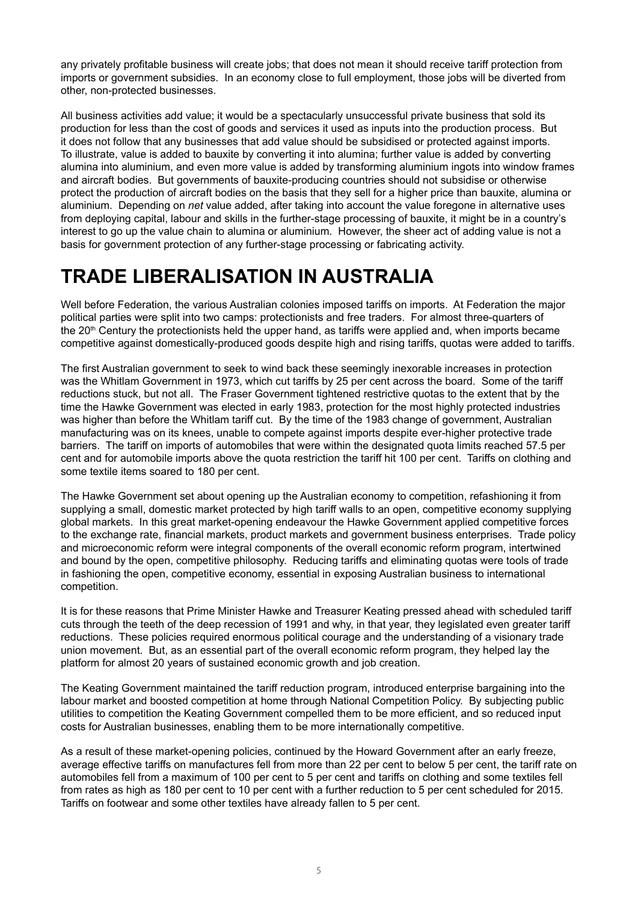any privately profitable business will create jobs; that does not mean it should receive tariff protection from imports or government subsidies. In an economy close to full employment, those jobs will be diverted from other, non-protected businesses.

All business activities add value; it would be a spectacularly unsuccessful private business that sold its production for less than the cost of goods and services it used as inputs into the production process. But it does not follow that any businesses that add value should be subsidised or protected against imports. To illustrate, value is added to bauxite by converting it into alumina; further value is added by converting alumina into aluminium, and even more value is added by transforming aluminium ingots into window frames and aircraft bodies. But governments of bauxite-producing countries should not subsidise or otherwise protect the production of aircraft bodies on the basis that they sell for a higher price than bauxite, alumina or aluminium. Depending on *net* value added, after taking into account the value foregone in alternative uses from deploying capital, labour and skills in the further-stage processing of bauxite, it might be in a country's interest to go up the value chain to alumina or aluminium. However, the sheer act of adding value is not a basis for government protection of any further-stage processing or fabricating activity.

# TRADE LIBERALISATION IN AUSTRALIA

Well before Federation, the various Australian colonies imposed tariffs on imports. At Federation the major political parties were split into two camps: protectionists and free traders. For almost three-quarters of the 20th Century the protectionists held the upper hand, as tariffs were applied and, when imports became competitive against domestically-produced goods despite high and rising tariffs, quotas were added to tariffs.

The first Australian government to seek to wind back these seemingly inexorable increases in protection was the Whitlam Government in 1973, which cut tariffs by 25 per cent across the board. Some of the tariff reductions stuck, but not all. The Fraser Government tightened restrictive quotas to the extent that by the time the Hawke Government was elected in early 1983, protection for the most highly protected industries was higher than before the Whitlam tariff cut. By the time of the 1983 change of government, Australian manufacturing was on its knees, unable to compete against imports despite ever-higher protective trade barriers. The tariff on imports of automobiles that were within the designated quota limits reached 57.5 per cent and for automobile imports above the quota restriction the tariff hit 100 per cent. Tariffs on clothing and some textile items soared to 180 per cent.

The Hawke Government set about opening up the Australian economy to competition, refashioning it from supplying a small, domestic market protected by high tariff walls to an open, competitive economy supplying global markets. In this great market-opening endeavour the Hawke Government applied competitive forces to the exchange rate, financial markets, product markets and government business enterprises. Trade policy and microeconomic reform were integral components of the overall economic reform program, intertwined and bound by the open, competitive philosophy. Reducing tariffs and eliminating quotas were tools of trade in fashioning the open, competitive economy, essential in exposing Australian business to international competition.

It is for these reasons that Prime Minister Hawke and Treasurer Keating pressed ahead with scheduled tariff cuts through the teeth of the deep recession of 1991 and why, in that year, they legislated even greater tariff reductions. These policies required enormous political courage and the understanding of a visionary trade union movement. But, as an essential part of the overall economic reform program, they helped lay the platform for almost 20 years of sustained economic growth and job creation.

The Keating Government maintained the tariff reduction program, introduced enterprise bargaining into the labour market and boosted competition at home through National Competition Policy. By subjecting public utilities to competition the Keating Government compelled them to be more efficient, and so reduced input costs for Australian businesses, enabling them to be more internationally competitive.

As a result of these market-opening policies, continued by the Howard Government after an early freeze, average effective tariffs on manufactures fell from more than 22 per cent to below 5 per cent, the tariff rate on automobiles fell from a maximum of 100 per cent to 5 per cent and tariffs on clothing and some textiles fell from rates as high as 180 per cent to 10 per cent with a further reduction to 5 per cent scheduled for 2015. Tariffs on footwear and some other textiles have already fallen to 5 per cent.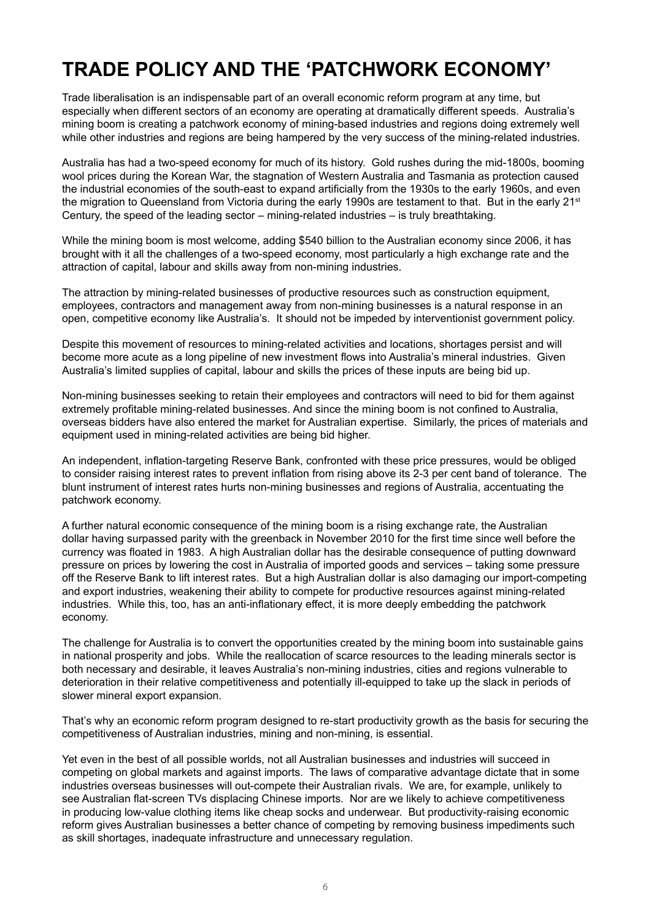# TRADE POLICY AND THE 'PATCHWORK ECONOMY'

Trade liberalisation is an indispensable part of an overall economic reform program at any time, but especially when different sectors of an economy are operating at dramatically different speeds. Australia's mining boom is creating a patchwork economy of mining-based industries and regions doing extremely well while other industries and regions are being hampered by the very success of the mining-related industries.

Australia has had a two-speed economy for much of its history. Gold rushes during the mid-1800s, booming wool prices during the Korean War, the stagnation of Western Australia and Tasmania as protection caused the industrial economies of the south-east to expand artificially from the 1930s to the early 1960s, and even the migration to Queensland from Victoria during the early 1990s are testament to that. But in the early 21st Century, the speed of the leading sector – mining-related industries – is truly breathtaking.

While the mining boom is most welcome, adding $540 billion to the Australian economy since 2006, it has brought with it all the challenges of a two-speed economy, most particularly a high exchange rate and the attraction of capital, labour and skills away from non-mining industries.

The attraction by mining-related businesses of productive resources such as construction equipment, employees, contractors and management away from non-mining businesses is a natural response in an open, competitive economy like Australia's. It should not be impeded by interventionist government policy.

Despite this movement of resources to mining-related activities and locations, shortages persist and will become more acute as a long pipeline of new investment flows into Australia's mineral industries. Given Australia's limited supplies of capital, labour and skills the prices of these inputs are being bid up.

Non-mining businesses seeking to retain their employees and contractors will need to bid for them against extremely profitable mining-related businesses. And since the mining boom is not confined to Australia, overseas bidders have also entered the market for Australian expertise. Similarly, the prices of materials and equipment used in mining-related activities are being bid higher.

An independent, inflation-targeting Reserve Bank, confronted with these price pressures, would be obliged to consider raising interest rates to prevent inflation from rising above its 2-3 per cent band of tolerance. The blunt instrument of interest rates hurts non-mining businesses and regions of Australia, accentuating the patchwork economy.

A further natural economic consequence of the mining boom is a rising exchange rate, the Australian dollar having surpassed parity with the greenback in November 2010 for the first time since well before the currency was floated in 1983. A high Australian dollar has the desirable consequence of putting downward pressure on prices by lowering the cost in Australia of imported goods and services – taking some pressure off the Reserve Bank to lift interest rates. But a high Australian dollar is also damaging our import-competing and export industries, weakening their ability to compete for productive resources against mining-related industries. While this, too, has an anti-inflationary effect, it is more deeply embedding the patchwork economy.

The challenge for Australia is to convert the opportunities created by the mining boom into sustainable gains in national prosperity and jobs. While the reallocation of scarce resources to the leading minerals sector is both necessary and desirable, it leaves Australia's non-mining industries, cities and regions vulnerable to deterioration in their relative competitiveness and potentially ill-equipped to take up the slack in periods of slower mineral export expansion.

That's why an economic reform program designed to re-start productivity growth as the basis for securing the competitiveness of Australian industries, mining and non-mining, is essential.

Yet even in the best of all possible worlds, not all Australian businesses and industries will succeed in competing on global markets and against imports. The laws of comparative advantage dictate that in some industries overseas businesses will out-compete their Australian rivals. We are, for example, unlikely to see Australian flat-screen TVs displacing Chinese imports. Nor are we likely to achieve competitiveness in producing low-value clothing items like cheap socks and underwear. But productivity-raising economic reform gives Australian businesses a better chance of competing by removing business impediments such as skill shortages, inadequate infrastructure and unnecessary regulation.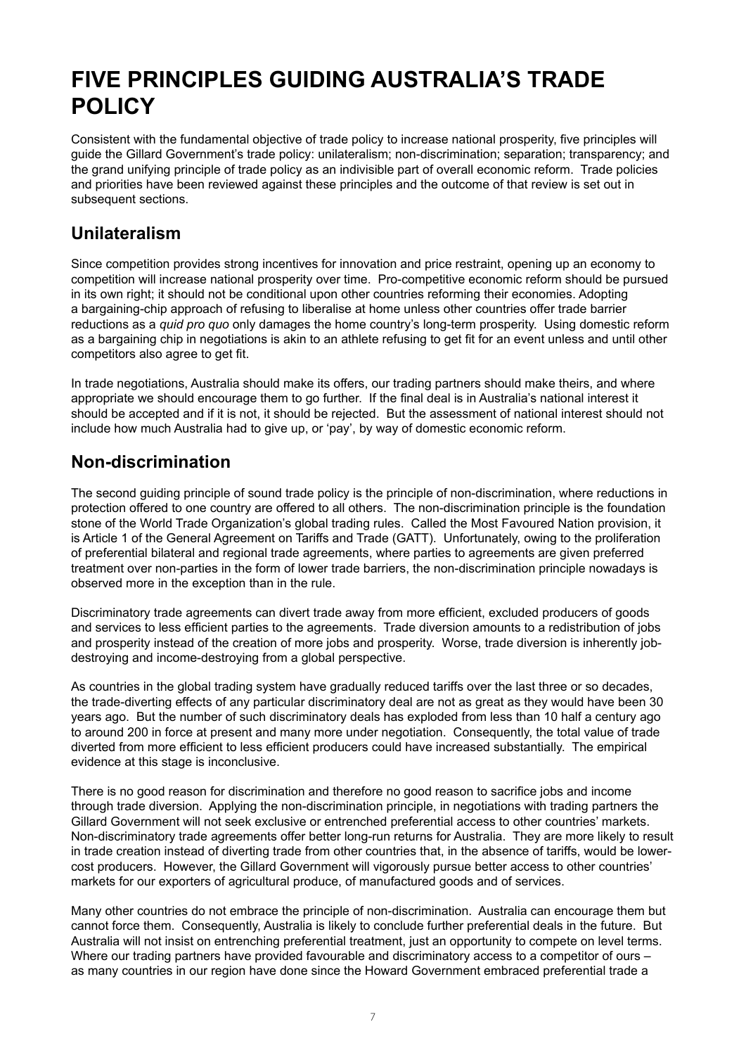# FIVE PRINCIPLES GUIDING AUSTRALIA'S TRADE POLICY

Consistent with the fundamental objective of trade policy to increase national prosperity, five principles will guide the Gillard Government's trade policy: unilateralism; non-discrimination; separation; transparency; and the grand unifying principle of trade policy as an indivisible part of overall economic reform. Trade policies and priorities have been reviewed against these principles and the outcome of that review is set out in subsequent sections.

## Unilateralism

Since competition provides strong incentives for innovation and price restraint, opening up an economy to competition will increase national prosperity over time. Pro-competitive economic reform should be pursued in its own right; it should not be conditional upon other countries reforming their economies. Adopting a bargaining-chip approach of refusing to liberalise at home unless other countries offer trade barrier reductions as a *quid pro quo* only damages the home country's long-term prosperity. Using domestic reform as a bargaining chip in negotiations is akin to an athlete refusing to get fit for an event unless and until other competitors also agree to get fit.

In trade negotiations, Australia should make its offers, our trading partners should make theirs, and where appropriate we should encourage them to go further. If the final deal is in Australia's national interest it should be accepted and if it is not, it should be rejected. But the assessment of national interest should not include how much Australia had to give up, or 'pay', by way of domestic economic reform.

## Non-discrimination

The second guiding principle of sound trade policy is the principle of non-discrimination, where reductions in protection offered to one country are offered to all others. The non-discrimination principle is the foundation stone of the World Trade Organization's global trading rules. Called the Most Favoured Nation provision, it is Article 1 of the General Agreement on Tariffs and Trade (GATT). Unfortunately, owing to the proliferation of preferential bilateral and regional trade agreements, where parties to agreements are given preferred treatment over non-parties in the form of lower trade barriers, the non-discrimination principle nowadays is observed more in the exception than in the rule.

Discriminatory trade agreements can divert trade away from more efficient, excluded producers of goods and services to less efficient parties to the agreements. Trade diversion amounts to a redistribution of jobs and prosperity instead of the creation of more jobs and prosperity. Worse, trade diversion is inherently job-destroying and income-destroying from a global perspective.

As countries in the global trading system have gradually reduced tariffs over the last three or so decades, the trade-diverting effects of any particular discriminatory deal are not as great as they would have been 30 years ago. But the number of such discriminatory deals has exploded from less than 10 half a century ago to around 200 in force at present and many more under negotiation. Consequently, the total value of trade diverted from more efficient to less efficient producers could have increased substantially. The empirical evidence at this stage is inconclusive.

There is no good reason for discrimination and therefore no good reason to sacrifice jobs and income through trade diversion. Applying the non-discrimination principle, in negotiations with trading partners the Gillard Government will not seek exclusive or entrenched preferential access to other countries' markets. Non-discriminatory trade agreements offer better long-run returns for Australia. They are more likely to result in trade creation instead of diverting trade from other countries that, in the absence of tariffs, would be lower-cost producers. However, the Gillard Government will vigorously pursue better access to other countries' markets for our exporters of agricultural produce, of manufactured goods and of services.

Many other countries do not embrace the principle of non-discrimination. Australia can encourage them but cannot force them. Consequently, Australia is likely to conclude further preferential deals in the future. But Australia will not insist on entrenching preferential treatment, just an opportunity to compete on level terms. Where our trading partners have provided favourable and discriminatory access to a competitor of ours – as many countries in our region have done since the Howard Government embraced preferential trade a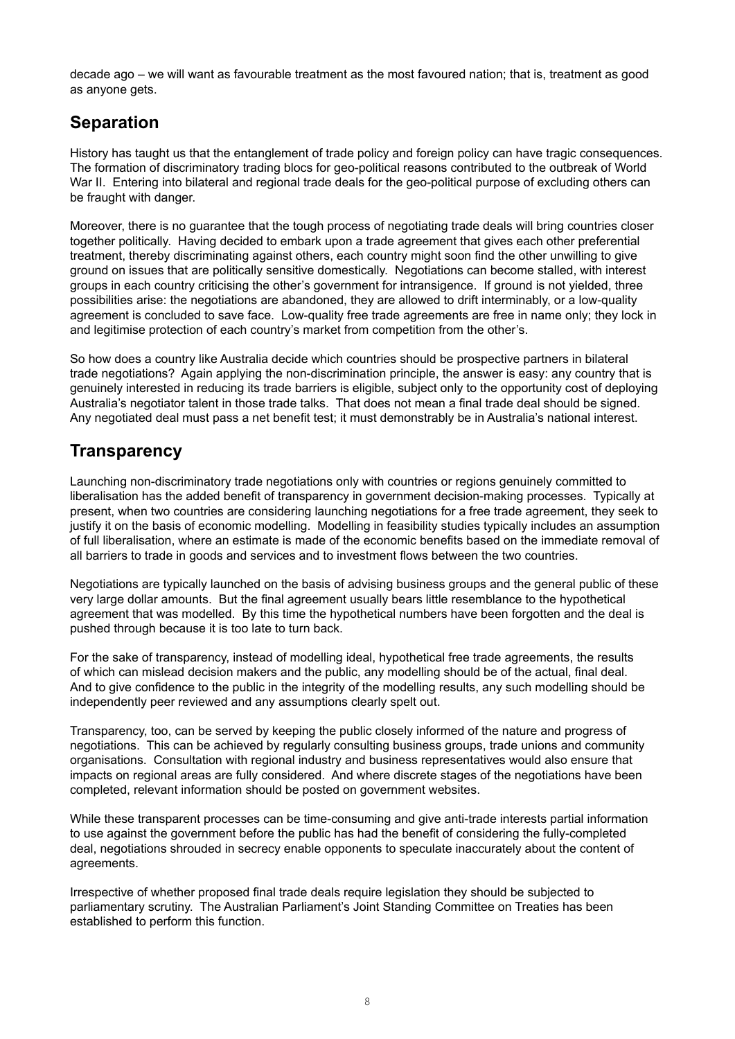decade ago – we will want as favourable treatment as the most favoured nation; that is, treatment as good as anyone gets.

## Separation

History has taught us that the entanglement of trade policy and foreign policy can have tragic consequences. The formation of discriminatory trading blocs for geo-political reasons contributed to the outbreak of World War II. Entering into bilateral and regional trade deals for the geo-political purpose of excluding others can be fraught with danger.

Moreover, there is no guarantee that the tough process of negotiating trade deals will bring countries closer together politically. Having decided to embark upon a trade agreement that gives each other preferential treatment, thereby discriminating against others, each country might soon find the other unwilling to give ground on issues that are politically sensitive domestically. Negotiations can become stalled, with interest groups in each country criticising the other's government for intransigence. If ground is not yielded, three possibilities arise: the negotiations are abandoned, they are allowed to drift interminably, or a low-quality agreement is concluded to save face. Low-quality free trade agreements are free in name only; they lock in and legitimise protection of each country's market from competition from the other's.

So how does a country like Australia decide which countries should be prospective partners in bilateral trade negotiations? Again applying the non-discrimination principle, the answer is easy: any country that is genuinely interested in reducing its trade barriers is eligible, subject only to the opportunity cost of deploying Australia's negotiator talent in those trade talks. That does not mean a final trade deal should be signed. Any negotiated deal must pass a net benefit test; it must demonstrably be in Australia's national interest.

## Transparency

Launching non-discriminatory trade negotiations only with countries or regions genuinely committed to liberalisation has the added benefit of transparency in government decision-making processes. Typically at present, when two countries are considering launching negotiations for a free trade agreement, they seek to justify it on the basis of economic modelling. Modelling in feasibility studies typically includes an assumption of full liberalisation, where an estimate is made of the economic benefits based on the immediate removal of all barriers to trade in goods and services and to investment flows between the two countries.

Negotiations are typically launched on the basis of advising business groups and the general public of these very large dollar amounts. But the final agreement usually bears little resemblance to the hypothetical agreement that was modelled. By this time the hypothetical numbers have been forgotten and the deal is pushed through because it is too late to turn back.

For the sake of transparency, instead of modelling ideal, hypothetical free trade agreements, the results of which can mislead decision makers and the public, any modelling should be of the actual, final deal. And to give confidence to the public in the integrity of the modelling results, any such modelling should be independently peer reviewed and any assumptions clearly spelt out.

Transparency, too, can be served by keeping the public closely informed of the nature and progress of negotiations. This can be achieved by regularly consulting business groups, trade unions and community organisations. Consultation with regional industry and business representatives would also ensure that impacts on regional areas are fully considered. And where discrete stages of the negotiations have been completed, relevant information should be posted on government websites.

While these transparent processes can be time-consuming and give anti-trade interests partial information to use against the government before the public has had the benefit of considering the fully-completed deal, negotiations shrouded in secrecy enable opponents to speculate inaccurately about the content of agreements.

Irrespective of whether proposed final trade deals require legislation they should be subjected to parliamentary scrutiny. The Australian Parliament's Joint Standing Committee on Treaties has been established to perform this function.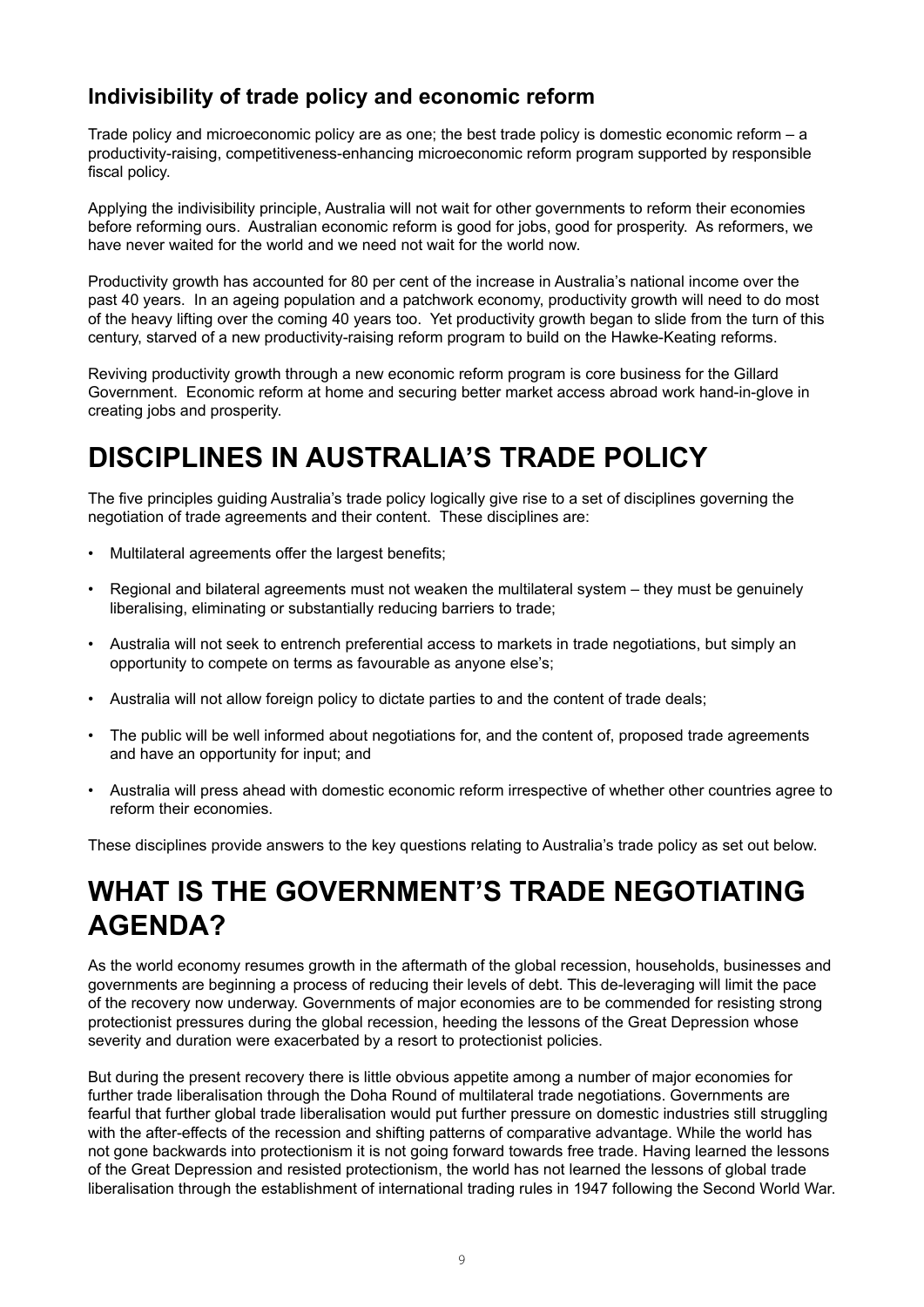### Indivisibility of trade policy and economic reform

Trade policy and microeconomic policy are as one; the best trade policy is domestic economic reform – a productivity-raising, competitiveness-enhancing microeconomic reform program supported by responsible fiscal policy.

Applying the indivisibility principle, Australia will not wait for other governments to reform their economies before reforming ours. Australian economic reform is good for jobs, good for prosperity. As reformers, we have never waited for the world and we need not wait for the world now.

Productivity growth has accounted for 80 per cent of the increase in Australia's national income over the past 40 years. In an ageing population and a patchwork economy, productivity growth will need to do most of the heavy lifting over the coming 40 years too. Yet productivity growth began to slide from the turn of this century, starved of a new productivity-raising reform program to build on the Hawke-Keating reforms.

Reviving productivity growth through a new economic reform program is core business for the Gillard Government. Economic reform at home and securing better market access abroad work hand-in-glove in creating jobs and prosperity.

# DISCIPLINES IN AUSTRALIA'S TRADE POLICY

The five principles guiding Australia's trade policy logically give rise to a set of disciplines governing the negotiation of trade agreements and their content. These disciplines are:

- Multilateral agreements offer the largest benefits;
- Regional and bilateral agreements must not weaken the multilateral system – they must be genuinely liberalising, eliminating or substantially reducing barriers to trade;
- Australia will not seek to entrench preferential access to markets in trade negotiations, but simply an opportunity to compete on terms as favourable as anyone else's;
- Australia will not allow foreign policy to dictate parties to and the content of trade deals;
- The public will be well informed about negotiations for, and the content of, proposed trade agreements and have an opportunity for input; and
- Australia will press ahead with domestic economic reform irrespective of whether other countries agree to reform their economies.

These disciplines provide answers to the key questions relating to Australia's trade policy as set out below.

# WHAT IS THE GOVERNMENT'S TRADE NEGOTIATING AGENDA?

As the world economy resumes growth in the aftermath of the global recession, households, businesses and governments are beginning a process of reducing their levels of debt. This de-leveraging will limit the pace of the recovery now underway. Governments of major economies are to be commended for resisting strong protectionist pressures during the global recession, heeding the lessons of the Great Depression whose severity and duration were exacerbated by a resort to protectionist policies.

But during the present recovery there is little obvious appetite among a number of major economies for further trade liberalisation through the Doha Round of multilateral trade negotiations. Governments are fearful that further global trade liberalisation would put further pressure on domestic industries still struggling with the after-effects of the recession and shifting patterns of comparative advantage. While the world has not gone backwards into protectionism it is not going forward towards free trade. Having learned the lessons of the Great Depression and resisted protectionism, the world has not learned the lessons of global trade liberalisation through the establishment of international trading rules in 1947 following the Second World War.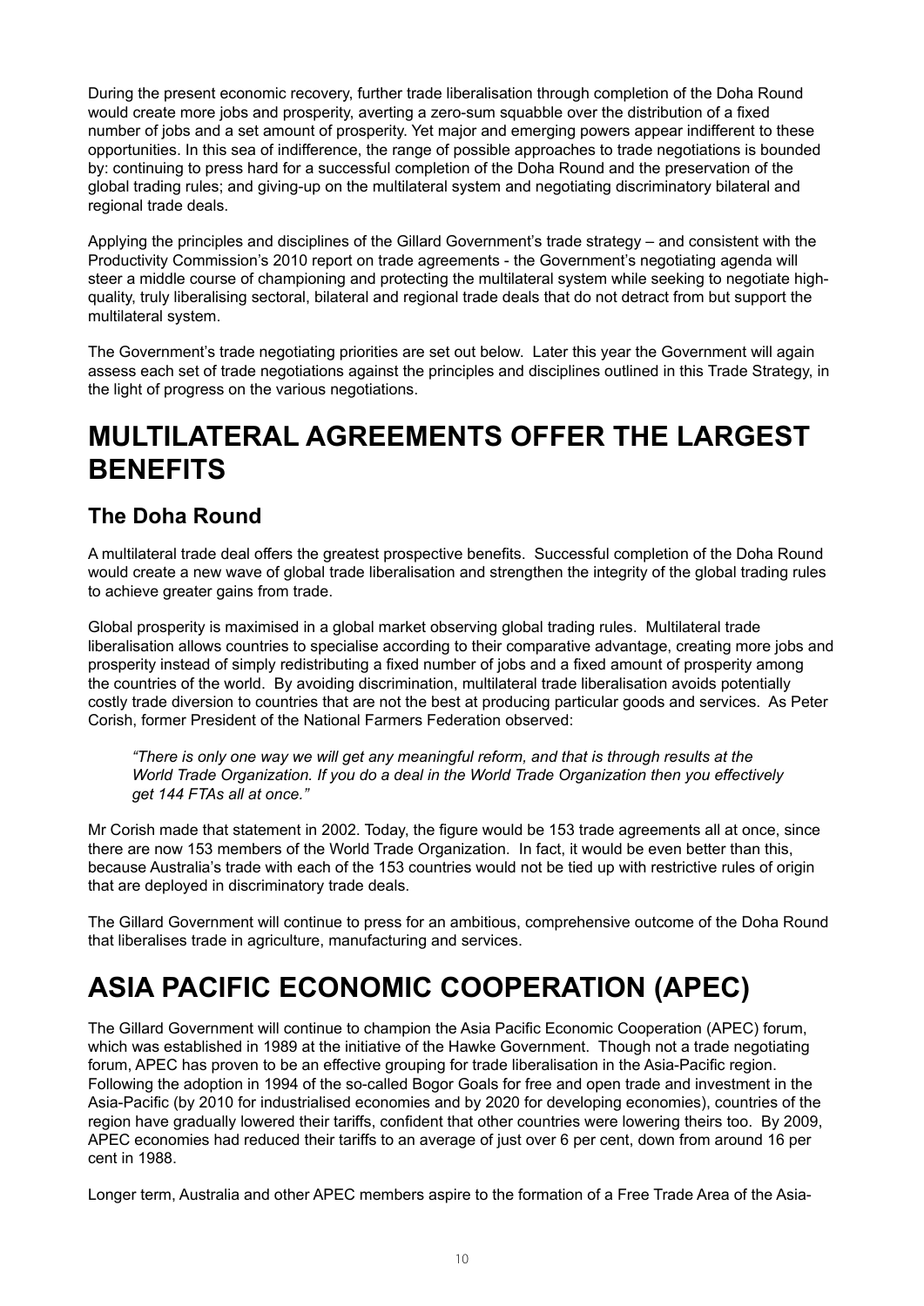During the present economic recovery, further trade liberalisation through completion of the Doha Round would create more jobs and prosperity, averting a zero-sum squabble over the distribution of a fixed number of jobs and a set amount of prosperity. Yet major and emerging powers appear indifferent to these opportunities. In this sea of indifference, the range of possible approaches to trade negotiations is bounded by: continuing to press hard for a successful completion of the Doha Round and the preservation of the global trading rules; and giving-up on the multilateral system and negotiating discriminatory bilateral and regional trade deals.

Applying the principles and disciplines of the Gillard Government's trade strategy – and consistent with the Productivity Commission's 2010 report on trade agreements - the Government's negotiating agenda will steer a middle course of championing and protecting the multilateral system while seeking to negotiate high-quality, truly liberalising sectoral, bilateral and regional trade deals that do not detract from but support the multilateral system.

The Government's trade negotiating priorities are set out below. Later this year the Government will again assess each set of trade negotiations against the principles and disciplines outlined in this Trade Strategy, in the light of progress on the various negotiations.

# MULTILATERAL AGREEMENTS OFFER THE LARGEST BENEFITS

## The Doha Round

A multilateral trade deal offers the greatest prospective benefits. Successful completion of the Doha Round would create a new wave of global trade liberalisation and strengthen the integrity of the global trading rules to achieve greater gains from trade.

Global prosperity is maximised in a global market observing global trading rules. Multilateral trade liberalisation allows countries to specialise according to their comparative advantage, creating more jobs and prosperity instead of simply redistributing a fixed number of jobs and a fixed amount of prosperity among the countries of the world. By avoiding discrimination, multilateral trade liberalisation avoids potentially costly trade diversion to countries that are not the best at producing particular goods and services. As Peter Corish, former President of the National Farmers Federation observed:

> *"There is only one way we will get any meaningful reform, and that is through results at the World Trade Organization. If you do a deal in the World Trade Organization then you effectively get 144 FTAs all at once."*

Mr Corish made that statement in 2002. Today, the figure would be 153 trade agreements all at once, since there are now 153 members of the World Trade Organization. In fact, it would be even better than this, because Australia's trade with each of the 153 countries would not be tied up with restrictive rules of origin that are deployed in discriminatory trade deals.

The Gillard Government will continue to press for an ambitious, comprehensive outcome of the Doha Round that liberalises trade in agriculture, manufacturing and services.

# ASIA PACIFIC ECONOMIC COOPERATION (APEC)

The Gillard Government will continue to champion the Asia Pacific Economic Cooperation (APEC) forum, which was established in 1989 at the initiative of the Hawke Government. Though not a trade negotiating forum, APEC has proven to be an effective grouping for trade liberalisation in the Asia-Pacific region. Following the adoption in 1994 of the so-called Bogor Goals for free and open trade and investment in the Asia-Pacific (by 2010 for industrialised economies and by 2020 for developing economies), countries of the region have gradually lowered their tariffs, confident that other countries were lowering theirs too. By 2009, APEC economies had reduced their tariffs to an average of just over 6 per cent, down from around 16 per cent in 1988.

Longer term, Australia and other APEC members aspire to the formation of a Free Trade Area of the Asia-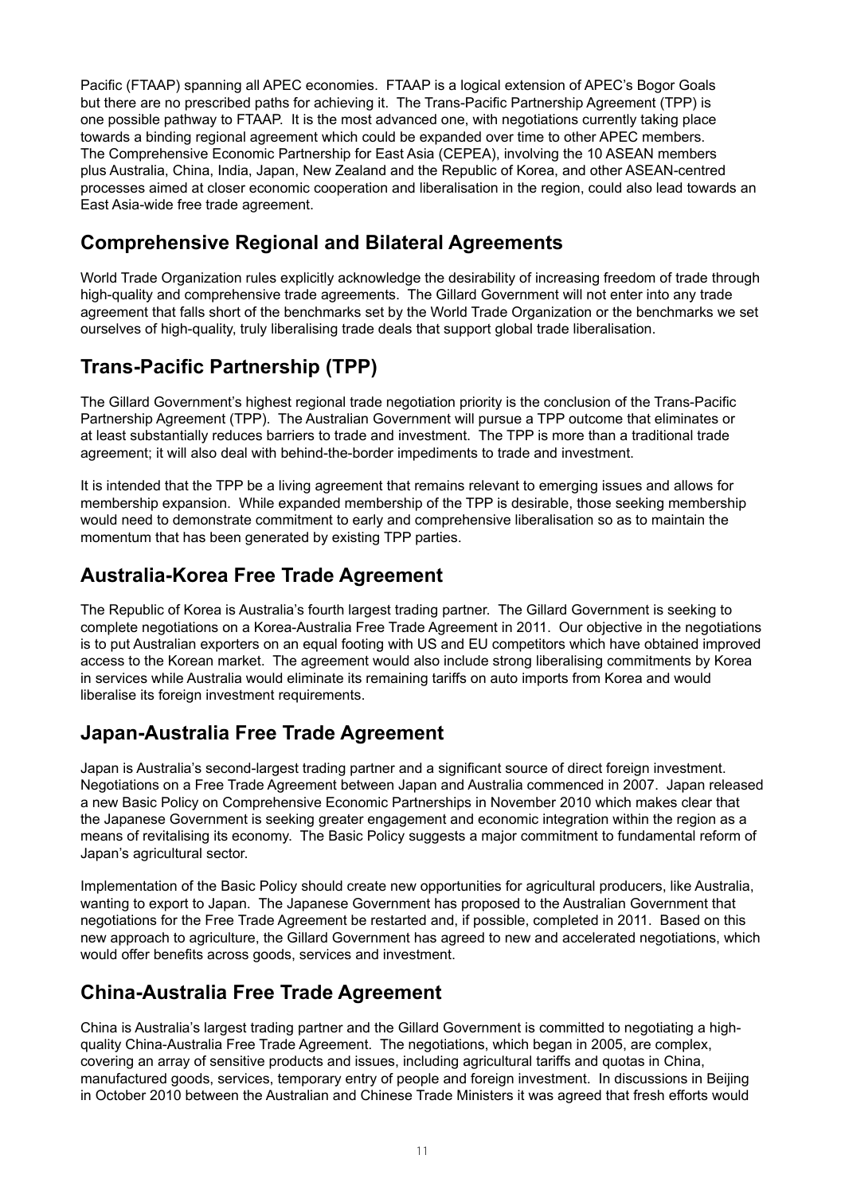Pacific (FTAAP) spanning all APEC economies. FTAAP is a logical extension of APEC's Bogor Goals but there are no prescribed paths for achieving it. The Trans-Pacific Partnership Agreement (TPP) is one possible pathway to FTAAP. It is the most advanced one, with negotiations currently taking place towards a binding regional agreement which could be expanded over time to other APEC members. The Comprehensive Economic Partnership for East Asia (CEPEA), involving the 10 ASEAN members plus Australia, China, India, Japan, New Zealand and the Republic of Korea, and other ASEAN-centred processes aimed at closer economic cooperation and liberalisation in the region, could also lead towards an East Asia-wide free trade agreement.

## Comprehensive Regional and Bilateral Agreements

World Trade Organization rules explicitly acknowledge the desirability of increasing freedom of trade through high-quality and comprehensive trade agreements. The Gillard Government will not enter into any trade agreement that falls short of the benchmarks set by the World Trade Organization or the benchmarks we set ourselves of high-quality, truly liberalising trade deals that support global trade liberalisation.

## Trans-Pacific Partnership (TPP)

The Gillard Government's highest regional trade negotiation priority is the conclusion of the Trans-Pacific Partnership Agreement (TPP). The Australian Government will pursue a TPP outcome that eliminates or at least substantially reduces barriers to trade and investment. The TPP is more than a traditional trade agreement; it will also deal with behind-the-border impediments to trade and investment.

It is intended that the TPP be a living agreement that remains relevant to emerging issues and allows for membership expansion. While expanded membership of the TPP is desirable, those seeking membership would need to demonstrate commitment to early and comprehensive liberalisation so as to maintain the momentum that has been generated by existing TPP parties.

## Australia-Korea Free Trade Agreement

The Republic of Korea is Australia's fourth largest trading partner. The Gillard Government is seeking to complete negotiations on a Korea-Australia Free Trade Agreement in 2011. Our objective in the negotiations is to put Australian exporters on an equal footing with US and EU competitors which have obtained improved access to the Korean market. The agreement would also include strong liberalising commitments by Korea in services while Australia would eliminate its remaining tariffs on auto imports from Korea and would liberalise its foreign investment requirements.

## Japan-Australia Free Trade Agreement

Japan is Australia's second-largest trading partner and a significant source of direct foreign investment. Negotiations on a Free Trade Agreement between Japan and Australia commenced in 2007. Japan released a new Basic Policy on Comprehensive Economic Partnerships in November 2010 which makes clear that the Japanese Government is seeking greater engagement and economic integration within the region as a means of revitalising its economy. The Basic Policy suggests a major commitment to fundamental reform of Japan's agricultural sector.

Implementation of the Basic Policy should create new opportunities for agricultural producers, like Australia, wanting to export to Japan. The Japanese Government has proposed to the Australian Government that negotiations for the Free Trade Agreement be restarted and, if possible, completed in 2011. Based on this new approach to agriculture, the Gillard Government has agreed to new and accelerated negotiations, which would offer benefits across goods, services and investment.

## China-Australia Free Trade Agreement

China is Australia's largest trading partner and the Gillard Government is committed to negotiating a high-quality China-Australia Free Trade Agreement. The negotiations, which began in 2005, are complex, covering an array of sensitive products and issues, including agricultural tariffs and quotas in China, manufactured goods, services, temporary entry of people and foreign investment. In discussions in Beijing in October 2010 between the Australian and Chinese Trade Ministers it was agreed that fresh efforts would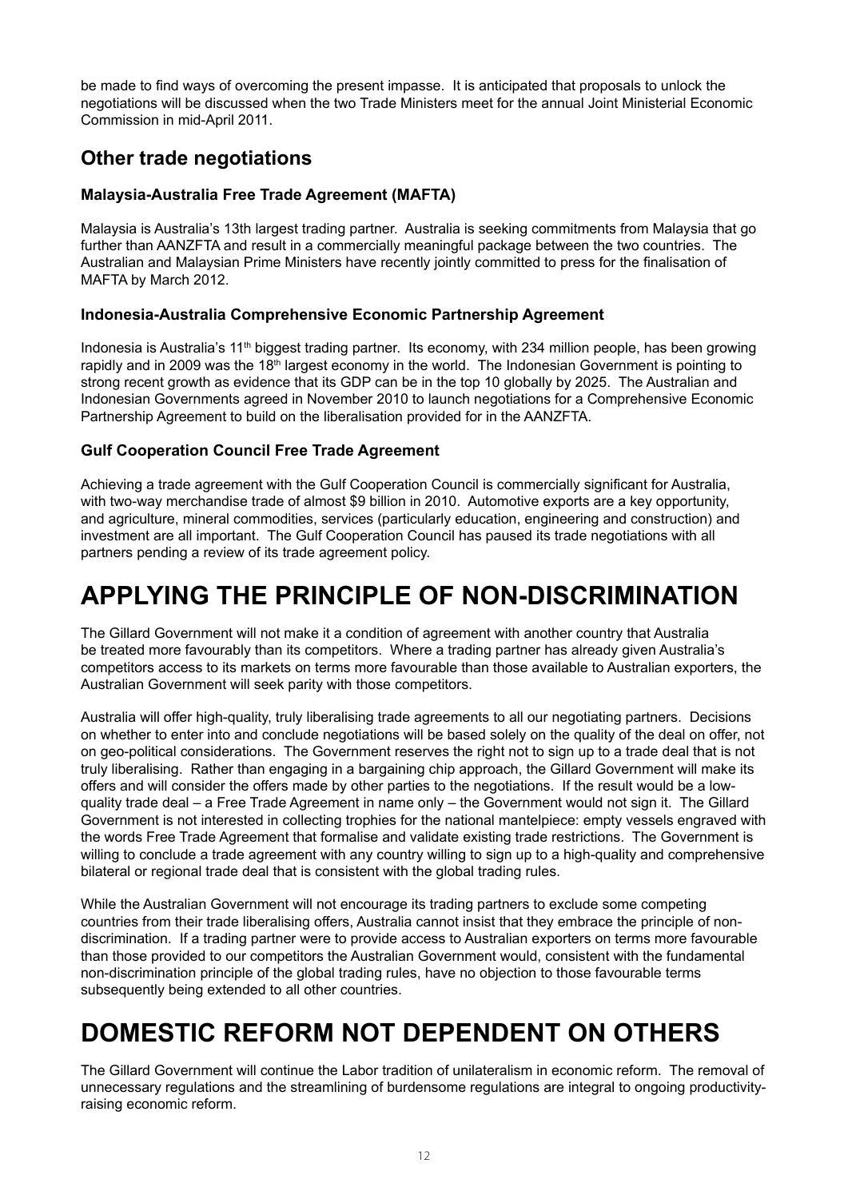be made to find ways of overcoming the present impasse. It is anticipated that proposals to unlock the negotiations will be discussed when the two Trade Ministers meet for the annual Joint Ministerial Economic Commission in mid-April 2011.

## Other trade negotiations

### Malaysia-Australia Free Trade Agreement (MAFTA)

Malaysia is Australia's 13th largest trading partner. Australia is seeking commitments from Malaysia that go further than AANZFTA and result in a commercially meaningful package between the two countries. The Australian and Malaysian Prime Ministers have recently jointly committed to press for the finalisation of MAFTA by March 2012.

### Indonesia-Australia Comprehensive Economic Partnership Agreement

Indonesia is Australia's 11th biggest trading partner. Its economy, with 234 million people, has been growing rapidly and in 2009 was the 18th largest economy in the world. The Indonesian Government is pointing to strong recent growth as evidence that its GDP can be in the top 10 globally by 2025. The Australian and Indonesian Governments agreed in November 2010 to launch negotiations for a Comprehensive Economic Partnership Agreement to build on the liberalisation provided for in the AANZFTA.

### Gulf Cooperation Council Free Trade Agreement

Achieving a trade agreement with the Gulf Cooperation Council is commercially significant for Australia, with two-way merchandise trade of almost $9 billion in 2010. Automotive exports are a key opportunity, and agriculture, mineral commodities, services (particularly education, engineering and construction) and investment are all important. The Gulf Cooperation Council has paused its trade negotiations with all partners pending a review of its trade agreement policy.

# APPLYING THE PRINCIPLE OF NON-DISCRIMINATION

The Gillard Government will not make it a condition of agreement with another country that Australia be treated more favourably than its competitors. Where a trading partner has already given Australia's competitors access to its markets on terms more favourable than those available to Australian exporters, the Australian Government will seek parity with those competitors.

Australia will offer high-quality, truly liberalising trade agreements to all our negotiating partners. Decisions on whether to enter into and conclude negotiations will be based solely on the quality of the deal on offer, not on geo-political considerations. The Government reserves the right not to sign up to a trade deal that is not truly liberalising. Rather than engaging in a bargaining chip approach, the Gillard Government will make its offers and will consider the offers made by other parties to the negotiations. If the result would be a low-quality trade deal – a Free Trade Agreement in name only – the Government would not sign it. The Gillard Government is not interested in collecting trophies for the national mantelpiece: empty vessels engraved with the words Free Trade Agreement that formalise and validate existing trade restrictions. The Government is willing to conclude a trade agreement with any country willing to sign up to a high-quality and comprehensive bilateral or regional trade deal that is consistent with the global trading rules.

While the Australian Government will not encourage its trading partners to exclude some competing countries from their trade liberalising offers, Australia cannot insist that they embrace the principle of non-discrimination. If a trading partner were to provide access to Australian exporters on terms more favourable than those provided to our competitors the Australian Government would, consistent with the fundamental non-discrimination principle of the global trading rules, have no objection to those favourable terms subsequently being extended to all other countries.

# DOMESTIC REFORM NOT DEPENDENT ON OTHERS

The Gillard Government will continue the Labor tradition of unilateralism in economic reform. The removal of unnecessary regulations and the streamlining of burdensome regulations are integral to ongoing productivity-raising economic reform.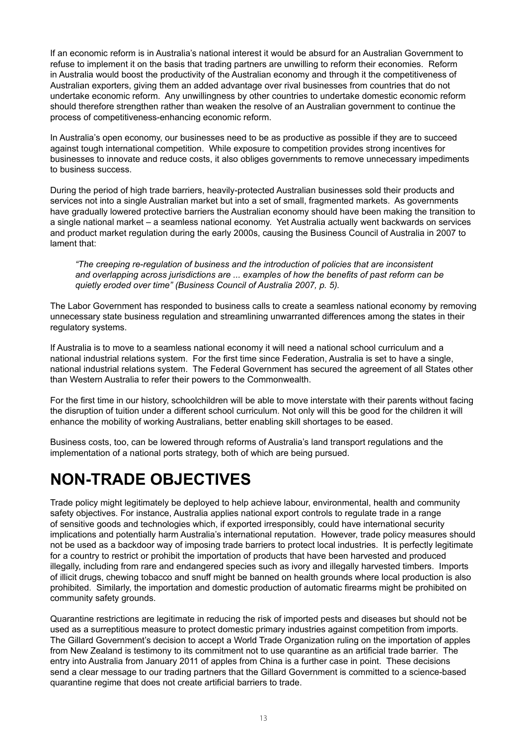If an economic reform is in Australia's national interest it would be absurd for an Australian Government to refuse to implement it on the basis that trading partners are unwilling to reform their economies. Reform in Australia would boost the productivity of the Australian economy and through it the competitiveness of Australian exporters, giving them an added advantage over rival businesses from countries that do not undertake economic reform. Any unwillingness by other countries to undertake domestic economic reform should therefore strengthen rather than weaken the resolve of an Australian government to continue the process of competitiveness-enhancing economic reform.

In Australia's open economy, our businesses need to be as productive as possible if they are to succeed against tough international competition. While exposure to competition provides strong incentives for businesses to innovate and reduce costs, it also obliges governments to remove unnecessary impediments to business success.

During the period of high trade barriers, heavily-protected Australian businesses sold their products and services not into a single Australian market but into a set of small, fragmented markets. As governments have gradually lowered protective barriers the Australian economy should have been making the transition to a single national market – a seamless national economy. Yet Australia actually went backwards on services and product market regulation during the early 2000s, causing the Business Council of Australia in 2007 to lament that:

> *"The creeping re-regulation of business and the introduction of policies that are inconsistent and overlapping across jurisdictions are ... examples of how the benefits of past reform can be quietly eroded over time" (Business Council of Australia 2007, p. 5).*

The Labor Government has responded to business calls to create a seamless national economy by removing unnecessary state business regulation and streamlining unwarranted differences among the states in their regulatory systems.

If Australia is to move to a seamless national economy it will need a national school curriculum and a national industrial relations system. For the first time since Federation, Australia is set to have a single, national industrial relations system. The Federal Government has secured the agreement of all States other than Western Australia to refer their powers to the Commonwealth.

For the first time in our history, schoolchildren will be able to move interstate with their parents without facing the disruption of tuition under a different school curriculum. Not only will this be good for the children it will enhance the mobility of working Australians, better enabling skill shortages to be eased.

Business costs, too, can be lowered through reforms of Australia's land transport regulations and the implementation of a national ports strategy, both of which are being pursued.

# NON-TRADE OBJECTIVES

Trade policy might legitimately be deployed to help achieve labour, environmental, health and community safety objectives. For instance, Australia applies national export controls to regulate trade in a range of sensitive goods and technologies which, if exported irresponsibly, could have international security implications and potentially harm Australia's international reputation. However, trade policy measures should not be used as a backdoor way of imposing trade barriers to protect local industries. It is perfectly legitimate for a country to restrict or prohibit the importation of products that have been harvested and produced illegally, including from rare and endangered species such as ivory and illegally harvested timbers. Imports of illicit drugs, chewing tobacco and snuff might be banned on health grounds where local production is also prohibited. Similarly, the importation and domestic production of automatic firearms might be prohibited on community safety grounds.

Quarantine restrictions are legitimate in reducing the risk of imported pests and diseases but should not be used as a surreptitious measure to protect domestic primary industries against competition from imports. The Gillard Government's decision to accept a World Trade Organization ruling on the importation of apples from New Zealand is testimony to its commitment not to use quarantine as an artificial trade barrier. The entry into Australia from January 2011 of apples from China is a further case in point. These decisions send a clear message to our trading partners that the Gillard Government is committed to a science-based quarantine regime that does not create artificial barriers to trade.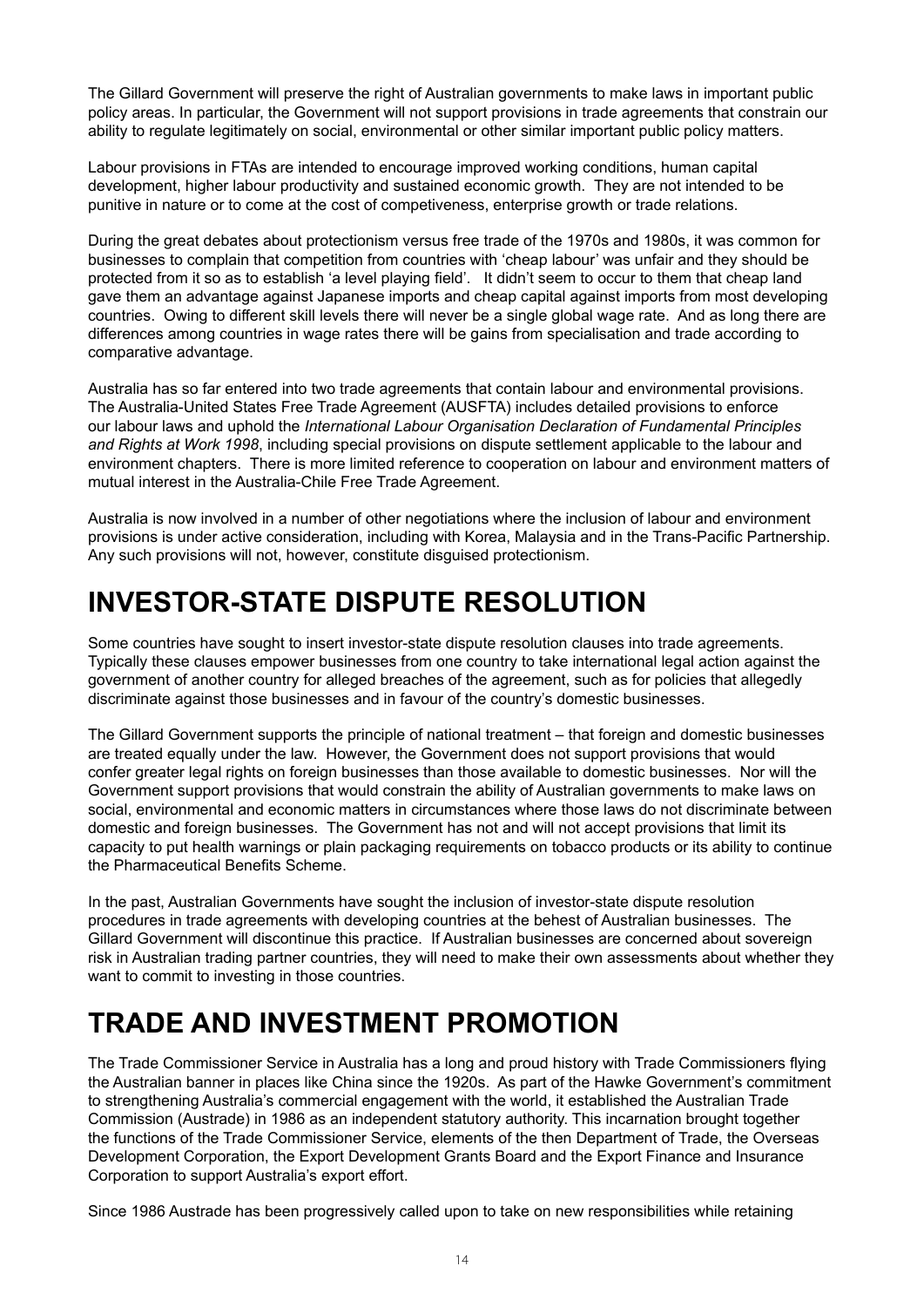The Gillard Government will preserve the right of Australian governments to make laws in important public policy areas. In particular, the Government will not support provisions in trade agreements that constrain our ability to regulate legitimately on social, environmental or other similar important public policy matters.

Labour provisions in FTAs are intended to encourage improved working conditions, human capital development, higher labour productivity and sustained economic growth. They are not intended to be punitive in nature or to come at the cost of competiveness, enterprise growth or trade relations.

During the great debates about protectionism versus free trade of the 1970s and 1980s, it was common for businesses to complain that competition from countries with 'cheap labour' was unfair and they should be protected from it so as to establish 'a level playing field'. It didn't seem to occur to them that cheap land gave them an advantage against Japanese imports and cheap capital against imports from most developing countries. Owing to different skill levels there will never be a single global wage rate. And as long there are differences among countries in wage rates there will be gains from specialisation and trade according to comparative advantage.

Australia has so far entered into two trade agreements that contain labour and environmental provisions. The Australia-United States Free Trade Agreement (AUSFTA) includes detailed provisions to enforce our labour laws and uphold the *International Labour Organisation Declaration of Fundamental Principles and Rights at Work 1998*, including special provisions on dispute settlement applicable to the labour and environment chapters. There is more limited reference to cooperation on labour and environment matters of mutual interest in the Australia-Chile Free Trade Agreement.

Australia is now involved in a number of other negotiations where the inclusion of labour and environment provisions is under active consideration, including with Korea, Malaysia and in the Trans-Pacific Partnership. Any such provisions will not, however, constitute disguised protectionism.

# INVESTOR-STATE DISPUTE RESOLUTION

Some countries have sought to insert investor-state dispute resolution clauses into trade agreements. Typically these clauses empower businesses from one country to take international legal action against the government of another country for alleged breaches of the agreement, such as for policies that allegedly discriminate against those businesses and in favour of the country's domestic businesses.

The Gillard Government supports the principle of national treatment – that foreign and domestic businesses are treated equally under the law. However, the Government does not support provisions that would confer greater legal rights on foreign businesses than those available to domestic businesses. Nor will the Government support provisions that would constrain the ability of Australian governments to make laws on social, environmental and economic matters in circumstances where those laws do not discriminate between domestic and foreign businesses. The Government has not and will not accept provisions that limit its capacity to put health warnings or plain packaging requirements on tobacco products or its ability to continue the Pharmaceutical Benefits Scheme.

In the past, Australian Governments have sought the inclusion of investor-state dispute resolution procedures in trade agreements with developing countries at the behest of Australian businesses. The Gillard Government will discontinue this practice. If Australian businesses are concerned about sovereign risk in Australian trading partner countries, they will need to make their own assessments about whether they want to commit to investing in those countries.

# TRADE AND INVESTMENT PROMOTION

The Trade Commissioner Service in Australia has a long and proud history with Trade Commissioners flying the Australian banner in places like China since the 1920s. As part of the Hawke Government's commitment to strengthening Australia's commercial engagement with the world, it established the Australian Trade Commission (Austrade) in 1986 as an independent statutory authority. This incarnation brought together the functions of the Trade Commissioner Service, elements of the then Department of Trade, the Overseas Development Corporation, the Export Development Grants Board and the Export Finance and Insurance Corporation to support Australia's export effort.

Since 1986 Austrade has been progressively called upon to take on new responsibilities while retaining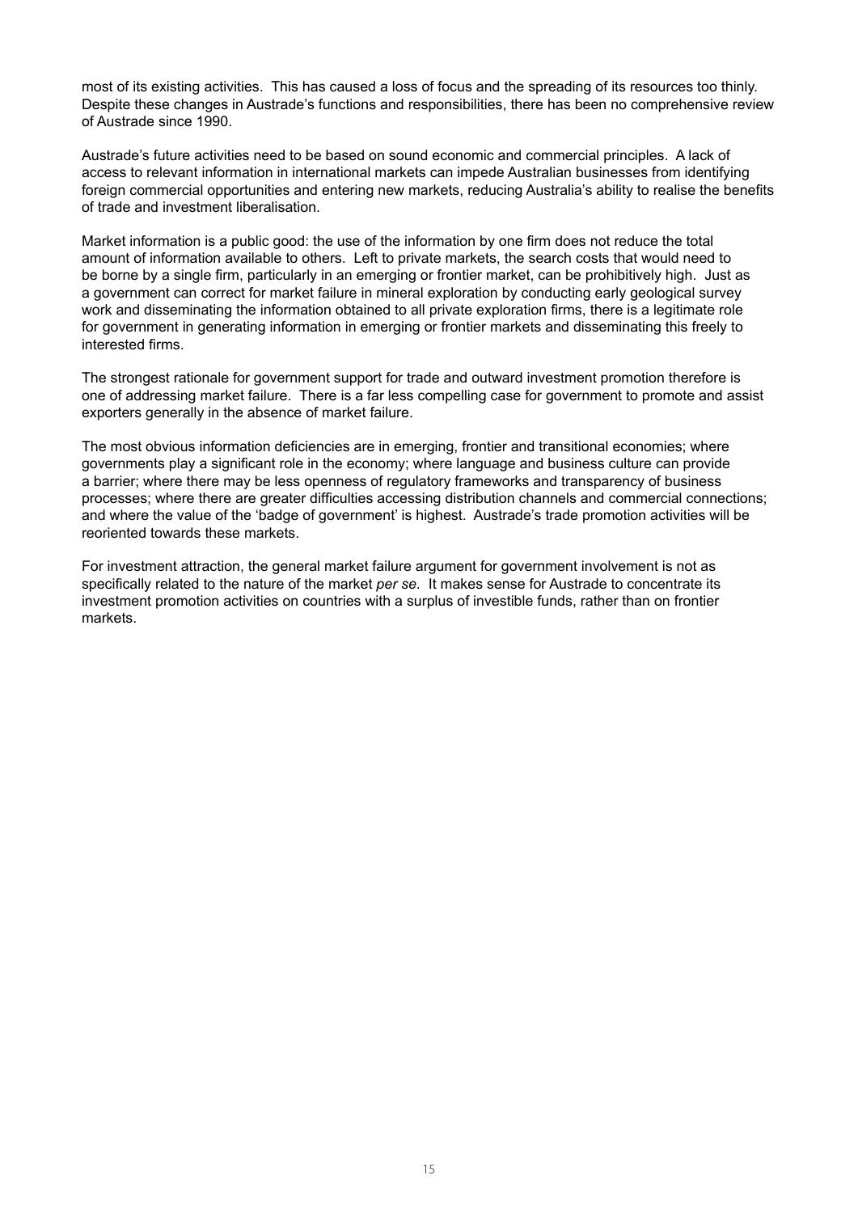most of its existing activities. This has caused a loss of focus and the spreading of its resources too thinly. Despite these changes in Austrade's functions and responsibilities, there has been no comprehensive review of Austrade since 1990.

Austrade's future activities need to be based on sound economic and commercial principles. A lack of access to relevant information in international markets can impede Australian businesses from identifying foreign commercial opportunities and entering new markets, reducing Australia's ability to realise the benefits of trade and investment liberalisation.

Market information is a public good: the use of the information by one firm does not reduce the total amount of information available to others. Left to private markets, the search costs that would need to be borne by a single firm, particularly in an emerging or frontier market, can be prohibitively high. Just as a government can correct for market failure in mineral exploration by conducting early geological survey work and disseminating the information obtained to all private exploration firms, there is a legitimate role for government in generating information in emerging or frontier markets and disseminating this freely to interested firms.

The strongest rationale for government support for trade and outward investment promotion therefore is one of addressing market failure. There is a far less compelling case for government to promote and assist exporters generally in the absence of market failure.

The most obvious information deficiencies are in emerging, frontier and transitional economies; where governments play a significant role in the economy; where language and business culture can provide a barrier; where there may be less openness of regulatory frameworks and transparency of business processes; where there are greater difficulties accessing distribution channels and commercial connections; and where the value of the 'badge of government' is highest. Austrade's trade promotion activities will be reoriented towards these markets.

For investment attraction, the general market failure argument for government involvement is not as specifically related to the nature of the market *per se*. It makes sense for Austrade to concentrate its investment promotion activities on countries with a surplus of investible funds, rather than on frontier markets.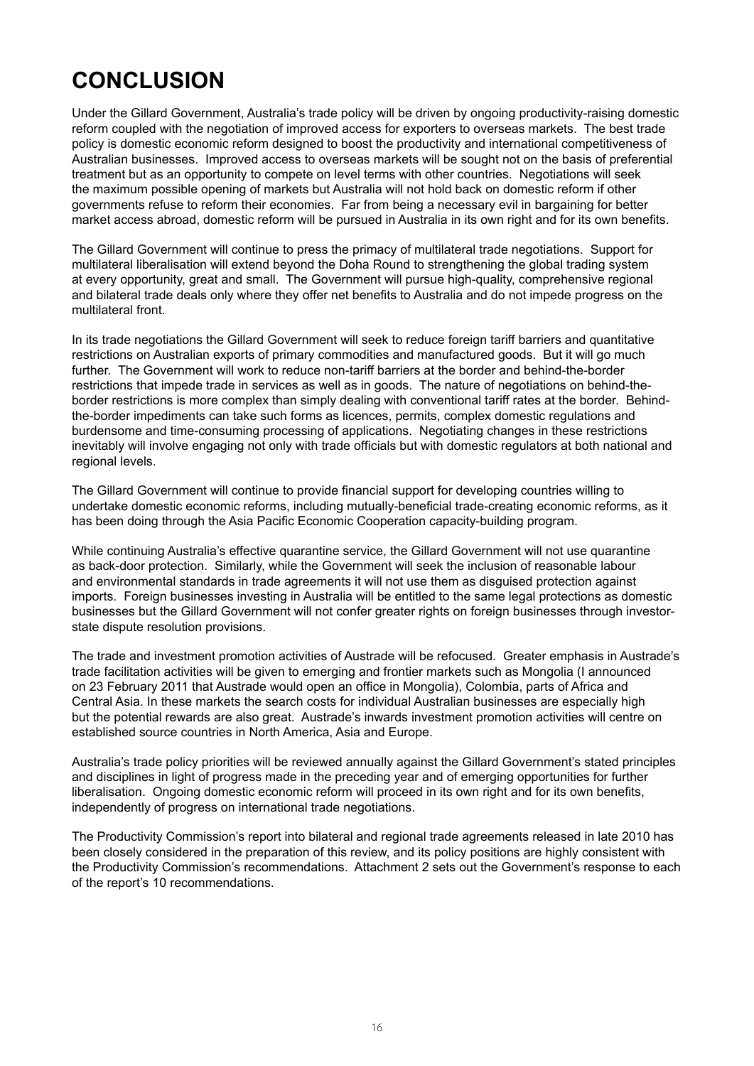# CONCLUSION

Under the Gillard Government, Australia's trade policy will be driven by ongoing productivity-raising domestic reform coupled with the negotiation of improved access for exporters to overseas markets. The best trade policy is domestic economic reform designed to boost the productivity and international competitiveness of Australian businesses. Improved access to overseas markets will be sought not on the basis of preferential treatment but as an opportunity to compete on level terms with other countries. Negotiations will seek the maximum possible opening of markets but Australia will not hold back on domestic reform if other governments refuse to reform their economies. Far from being a necessary evil in bargaining for better market access abroad, domestic reform will be pursued in Australia in its own right and for its own benefits.

The Gillard Government will continue to press the primacy of multilateral trade negotiations. Support for multilateral liberalisation will extend beyond the Doha Round to strengthening the global trading system at every opportunity, great and small. The Government will pursue high-quality, comprehensive regional and bilateral trade deals only where they offer net benefits to Australia and do not impede progress on the multilateral front.

In its trade negotiations the Gillard Government will seek to reduce foreign tariff barriers and quantitative restrictions on Australian exports of primary commodities and manufactured goods. But it will go much further. The Government will work to reduce non-tariff barriers at the border and behind-the-border restrictions that impede trade in services as well as in goods. The nature of negotiations on behind-the-border restrictions is more complex than simply dealing with conventional tariff rates at the border. Behind-the-border impediments can take such forms as licences, permits, complex domestic regulations and burdensome and time-consuming processing of applications. Negotiating changes in these restrictions inevitably will involve engaging not only with trade officials but with domestic regulators at both national and regional levels.

The Gillard Government will continue to provide financial support for developing countries willing to undertake domestic economic reforms, including mutually-beneficial trade-creating economic reforms, as it has been doing through the Asia Pacific Economic Cooperation capacity-building program.

While continuing Australia's effective quarantine service, the Gillard Government will not use quarantine as back-door protection. Similarly, while the Government will seek the inclusion of reasonable labour and environmental standards in trade agreements it will not use them as disguised protection against imports. Foreign businesses investing in Australia will be entitled to the same legal protections as domestic businesses but the Gillard Government will not confer greater rights on foreign businesses through investor-state dispute resolution provisions.

The trade and investment promotion activities of Austrade will be refocused. Greater emphasis in Austrade's trade facilitation activities will be given to emerging and frontier markets such as Mongolia (I announced on 23 February 2011 that Austrade would open an office in Mongolia), Colombia, parts of Africa and Central Asia. In these markets the search costs for individual Australian businesses are especially high but the potential rewards are also great. Austrade's inwards investment promotion activities will centre on established source countries in North America, Asia and Europe.

Australia's trade policy priorities will be reviewed annually against the Gillard Government's stated principles and disciplines in light of progress made in the preceding year and of emerging opportunities for further liberalisation. Ongoing domestic economic reform will proceed in its own right and for its own benefits, independently of progress on international trade negotiations.

The Productivity Commission's report into bilateral and regional trade agreements released in late 2010 has been closely considered in the preparation of this review, and its policy positions are highly consistent with the Productivity Commission's recommendations. Attachment 2 sets out the Government's response to each of the report's 10 recommendations.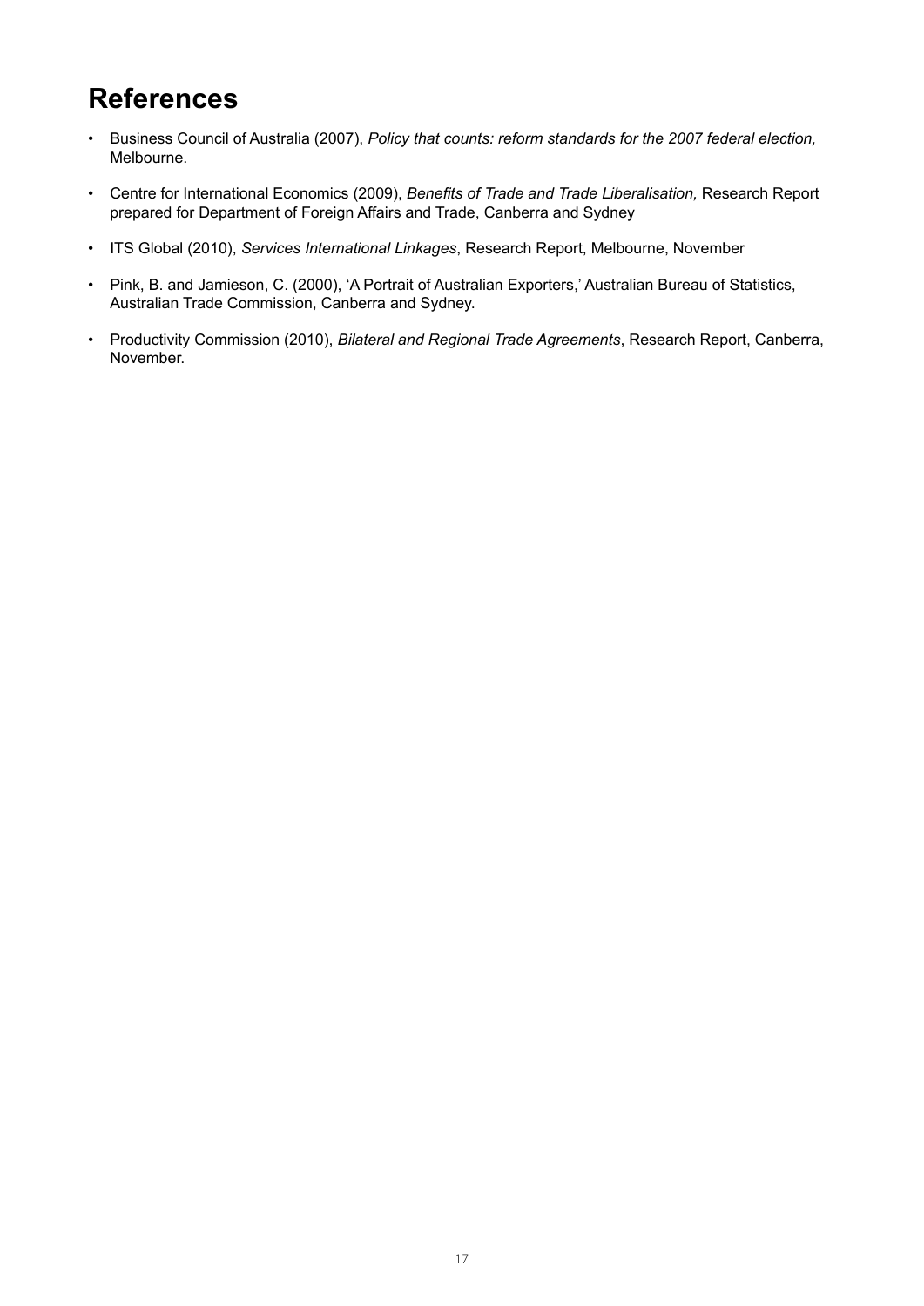# References

- Business Council of Australia (2007), *Policy that counts: reform standards for the 2007 federal election,* Melbourne.
- Centre for International Economics (2009), *Benefits of Trade and Trade Liberalisation,* Research Report prepared for Department of Foreign Affairs and Trade, Canberra and Sydney
- ITS Global (2010), *Services International Linkages*, Research Report, Melbourne, November
- Pink, B. and Jamieson, C. (2000), 'A Portrait of Australian Exporters,' Australian Bureau of Statistics, Australian Trade Commission, Canberra and Sydney.
- Productivity Commission (2010), *Bilateral and Regional Trade Agreements*, Research Report, Canberra, November.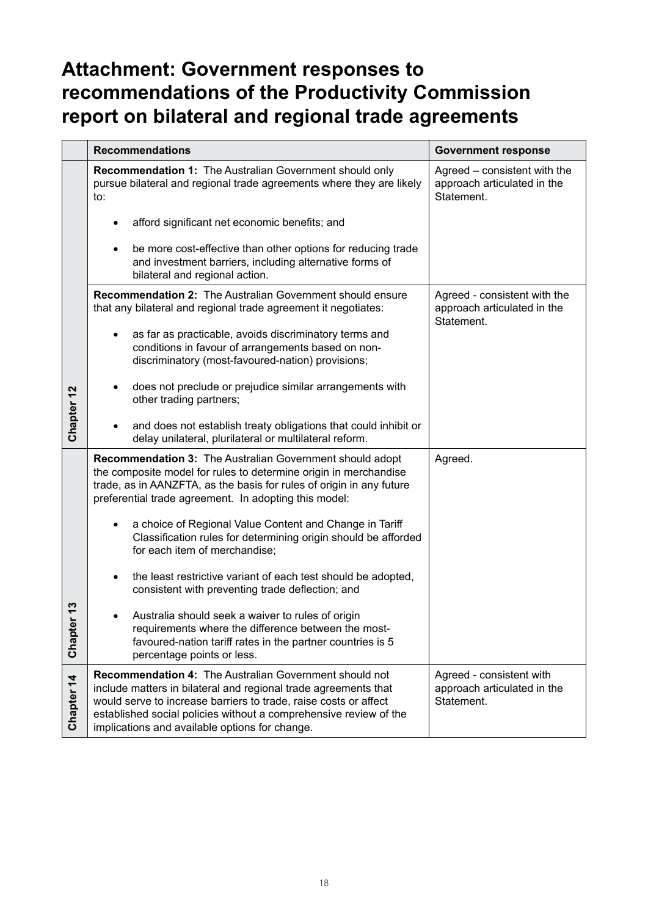# Attachment: Government responses to recommendations of the Productivity Commission report on bilateral and regional trade agreements

| | Recommendations | Government response |
|---|---|---|
| Chapter 12 | **Recommendation 1:** The Australian Government should only pursue bilateral and regional trade agreements where they are likely to:<br><br>• afford significant net economic benefits; and<br><br>• be more cost-effective than other options for reducing trade and investment barriers, including alternative forms of bilateral and regional action. | Agreed – consistent with the approach articulated in the Statement. |
| | **Recommendation 2:** The Australian Government should ensure that any bilateral and regional trade agreement it negotiates:<br><br>• as far as practicable, avoids discriminatory terms and conditions in favour of arrangements based on non-discriminatory (most-favoured-nation) provisions;<br><br>• does not preclude or prejudice similar arrangements with other trading partners;<br><br>• and does not establish treaty obligations that could inhibit or delay unilateral, plurilateral or multilateral reform. | Agreed - consistent with the approach articulated in the Statement. |
| Chapter 13 | **Recommendation 3:** The Australian Government should adopt the composite model for rules to determine origin in merchandise trade, as in AANZFTA, as the basis for rules of origin in any future preferential trade agreement. In adopting this model:<br><br>• a choice of Regional Value Content and Change in Tariff Classification rules for determining origin should be afforded for each item of merchandise;<br><br>• the least restrictive variant of each test should be adopted, consistent with preventing trade deflection; and<br><br>• Australia should seek a waiver to rules of origin requirements where the difference between the most-favoured-nation tariff rates in the partner countries is 5 percentage points or less. | Agreed. |
| Chapter 14 | **Recommendation 4:** The Australian Government should not include matters in bilateral and regional trade agreements that would serve to increase barriers to trade, raise costs or affect established social policies without a comprehensive review of the implications and available options for change. | Agreed - consistent with approach articulated in the Statement. |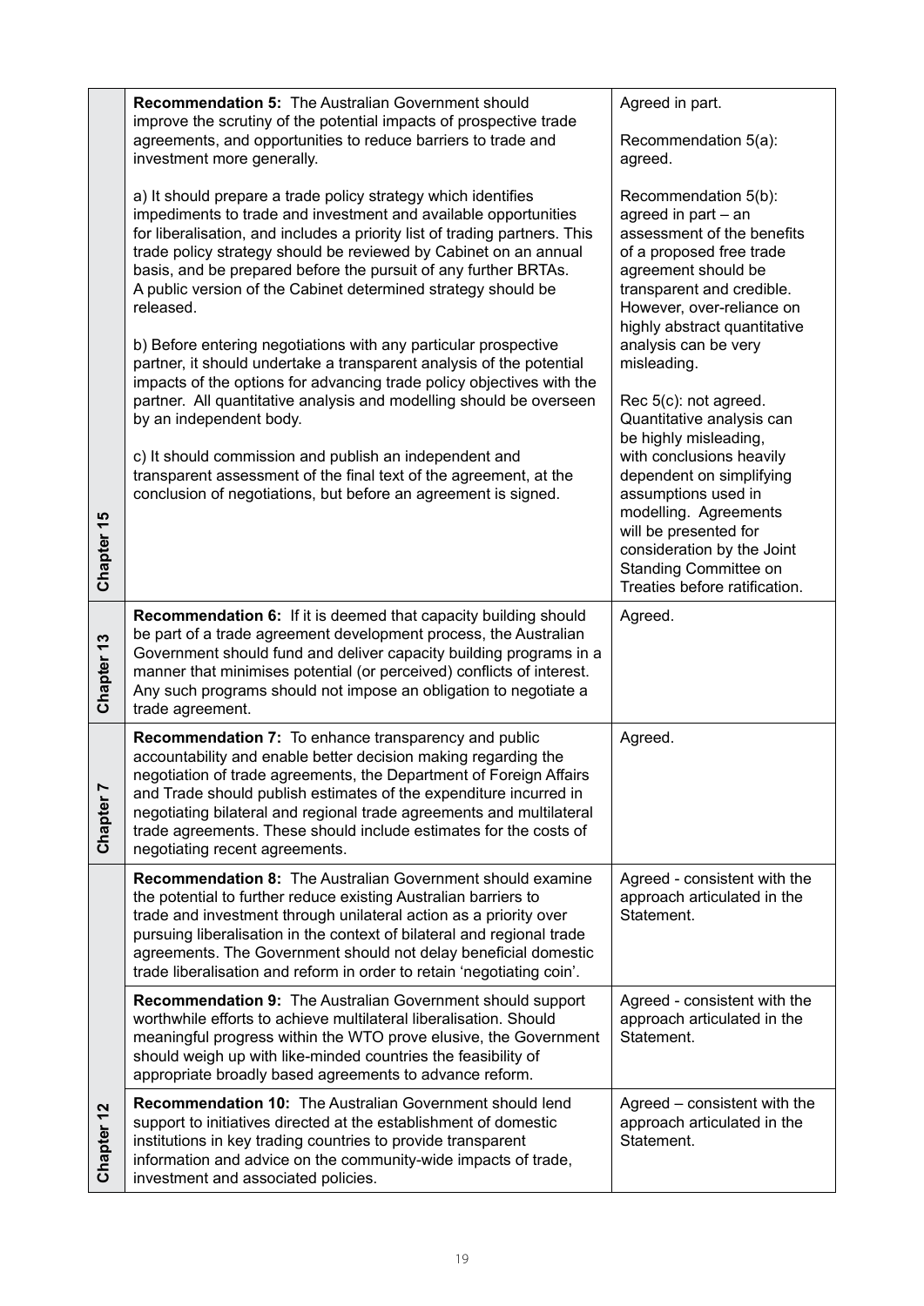| | | |
|---|---|---|
| Chapter 15 | **Recommendation 5:** The Australian Government should improve the scrutiny of the potential impacts of prospective trade agreements, and opportunities to reduce barriers to trade and investment more generally.<br><br>a) It should prepare a trade policy strategy which identifies impediments to trade and investment and available opportunities for liberalisation, and includes a priority list of trading partners. This trade policy strategy should be reviewed by Cabinet on an annual basis, and be prepared before the pursuit of any further BRTAs. A public version of the Cabinet determined strategy should be released.<br><br>b) Before entering negotiations with any particular prospective partner, it should undertake a transparent analysis of the potential impacts of the options for advancing trade policy objectives with the partner. All quantitative analysis and modelling should be overseen by an independent body.<br><br>c) It should commission and publish an independent and transparent assessment of the final text of the agreement, at the conclusion of negotiations, but before an agreement is signed. | Agreed in part.<br><br>Recommendation 5(a): agreed.<br><br>Recommendation 5(b): agreed in part – an assessment of the benefits of a proposed free trade agreement should be transparent and credible. However, over-reliance on highly abstract quantitative analysis can be very misleading.<br><br>Rec 5(c): not agreed. Quantitative analysis can be highly misleading, with conclusions heavily dependent on simplifying assumptions used in modelling. Agreements will be presented for consideration by the Joint Standing Committee on Treaties before ratification. |
| Chapter 13 | **Recommendation 6:** If it is deemed that capacity building should be part of a trade agreement development process, the Australian Government should fund and deliver capacity building programs in a manner that minimises potential (or perceived) conflicts of interest. Any such programs should not impose an obligation to negotiate a trade agreement. | Agreed. |
| Chapter 7 | **Recommendation 7:** To enhance transparency and public accountability and enable better decision making regarding the negotiation of trade agreements, the Department of Foreign Affairs and Trade should publish estimates of the expenditure incurred in negotiating bilateral and regional trade agreements and multilateral trade agreements. These should include estimates for the costs of negotiating recent agreements. | Agreed. |
| Chapter 12 | **Recommendation 8:** The Australian Government should examine the potential to further reduce existing Australian barriers to trade and investment through unilateral action as a priority over pursuing liberalisation in the context of bilateral and regional trade agreements. The Government should not delay beneficial domestic trade liberalisation and reform in order to retain 'negotiating coin'. | Agreed - consistent with the approach articulated in the Statement. |
| | **Recommendation 9:** The Australian Government should support worthwhile efforts to achieve multilateral liberalisation. Should meaningful progress within the WTO prove elusive, the Government should weigh up with like-minded countries the feasibility of appropriate broadly based agreements to advance reform. | Agreed - consistent with the approach articulated in the Statement. |
| | **Recommendation 10:** The Australian Government should lend support to initiatives directed at the establishment of domestic institutions in key trading countries to provide transparent information and advice on the community-wide impacts of trade, investment and associated policies. | Agreed – consistent with the approach articulated in the Statement. |